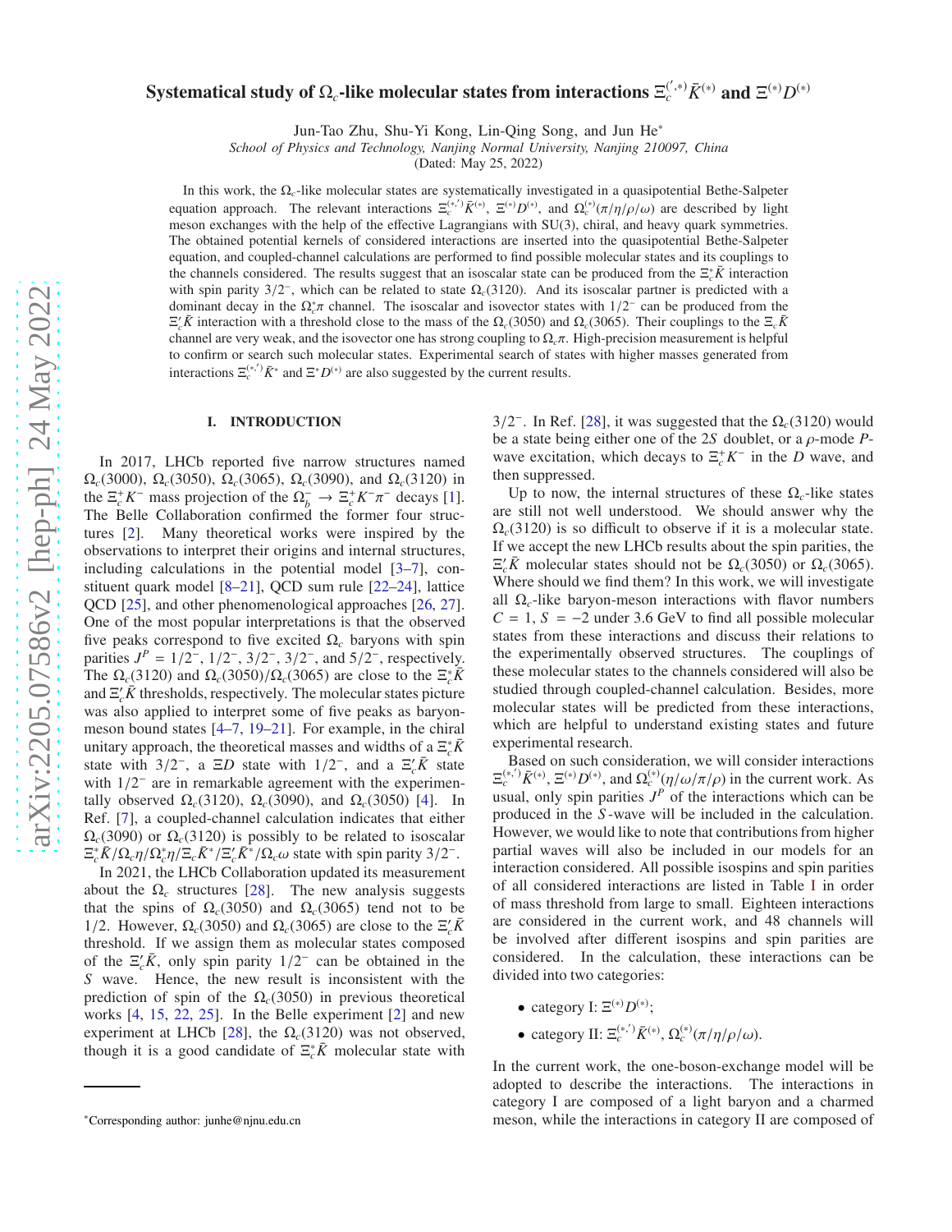# Systematical study of $\Omega_c$-like molecular states from interactions $\Xi_c^{(\prime,*)}\bar{K}^{(*)}$ and $\Xi^{(*)}D^{(*)}$

Jun-Tao Zhu, Shu-Yi Kong, Lin-Qing Song, and Jun He*

*School of Physics and Technology, Nanjing Normal University, Nanjing 210097, China*

(Dated: May 25, 2022)

In this work, the $\Omega_c$-like molecular states are systematically investigated in a quasipotential Bethe-Salpeter equation approach. The relevant interactions $\Xi_c^{(*,\prime)}\bar{K}^{(*)}$, $\Xi^{(*)}D^{(*)}$, and $\Omega_c^{(*)}(\pi/\eta/\rho/\omega)$ are described by light meson exchanges with the help of the effective Lagrangians with SU(3), chiral, and heavy quark symmetries. The obtained potential kernels of considered interactions are inserted into the quasipotential Bethe-Salpeter equation, and coupled-channel calculations are performed to find possible molecular states and its couplings to the channels considered. The results suggest that an isoscalar state can be produced from the $\Xi_c^*\bar{K}$ interaction with spin parity $3/2^-$, which can be related to state $\Omega_c(3120)$. And its isoscalar partner is predicted with a dominant decay in the $\Omega_c^*\pi$ channel. The isoscalar and isovector states with $1/2^-$ can be produced from the $\Xi_c'\bar{K}$ interaction with a threshold close to the mass of the $\Omega_c(3050)$ and $\Omega_c(3065)$. Their couplings to the $\Xi_c\bar{K}$ channel are very weak, and the isovector one has strong coupling to $\Omega_c\pi$. High-precision measurement is helpful to confirm or search such molecular states. Experimental search of states with higher masses generated from interactions $\Xi_c^{(*,\prime)}\bar{K}^*$ and $\Xi^*D^{(*)}$ are also suggested by the current results.

## I. INTRODUCTION

In 2017, LHCb reported five narrow structures named $\Omega_c(3000)$, $\Omega_c(3050)$, $\Omega_c(3065)$, $\Omega_c(3090)$, and $\Omega_c(3120)$ in the $\Xi_c^+K^-$ mass projection of the $\Omega_b^- \to \Xi_c^+K^-\pi^-$ decays [1]. The Belle Collaboration confirmed the former four structures [2]. Many theoretical works were inspired by the observations to interpret their origins and internal structures, including calculations in the potential model [3–7], constituent quark model [8–21], QCD sum rule [22–24], lattice QCD [25], and other phenomenological approaches [26, 27]. One of the most popular interpretations is that the observed five peaks correspond to five excited $\Omega_c$ baryons with spin parities $J^P = 1/2^-$, $1/2^-$, $3/2^-$, $3/2^-$, and $5/2^-$, respectively. The $\Omega_c(3120)$ and $\Omega_c(3050)/\Omega_c(3065)$ are close to the $\Xi_c^*\bar{K}$ and $\Xi_c'\bar{K}$ thresholds, respectively. The molecular states picture was also applied to interpret some of five peaks as baryon-meson bound states [4–7, 19–21]. For example, in the chiral unitary approach, the theoretical masses and widths of a $\Xi_c^*\bar{K}$ state with $3/2^-$, a $\Xi D$ state with $1/2^-$, and a $\Xi_c'\bar{K}$ state with $1/2^-$ are in remarkable agreement with the experimentally observed $\Omega_c(3120)$, $\Omega_c(3090)$, and $\Omega_c(3050)$ [4]. In Ref. [7], a coupled-channel calculation indicates that either $\Omega_c(3090)$ or $\Omega_c(3120)$ is possibly to be related to isoscalar $\Xi_c^*\bar{K}/\Omega_c\eta/\Omega_c^*\eta/\Xi_c\bar{K}^*/\Xi_c'\bar{K}^*/\Omega_c\omega$ state with spin parity $3/2^-$.

In 2021, the LHCb Collaboration updated its measurement about the $\Omega_c$ structures [28]. The new analysis suggests that the spins of $\Omega_c(3050)$ and $\Omega_c(3065)$ tend not to be 1/2. However, $\Omega_c(3050)$ and $\Omega_c(3065)$ are close to the $\Xi_c'\bar{K}$ threshold. If we assign them as molecular states composed of the $\Xi_c'\bar{K}$, only spin parity $1/2^-$ can be obtained in the $S$ wave. Hence, the new result is inconsistent with the prediction of spin of the $\Omega_c(3050)$ in previous theoretical works [4, 15, 22, 25]. In the Belle experiment [2] and new experiment at LHCb [28], the $\Omega_c(3120)$ was not observed, though it is a good candidate of $\Xi_c^*\bar{K}$ molecular state with $3/2^-$. In Ref. [28], it was suggested that the $\Omega_c(3120)$ would be a state being either one of the $2S$ doublet, or a $\rho$-mode $P$-wave excitation, which decays to $\Xi_c^+K^-$ in the $D$ wave, and then suppressed.

Up to now, the internal structures of these $\Omega_c$-like states are still not well understood. We should answer why the $\Omega_c(3120)$ is so difficult to observe if it is a molecular state. If we accept the new LHCb results about the spin parities, the $\Xi_c'\bar{K}$ molecular states should not be $\Omega_c(3050)$ or $\Omega_c(3065)$. Where should we find them? In this work, we will investigate all $\Omega_c$-like baryon-meson interactions with flavor numbers $C = 1$, $S = -2$ under 3.6 GeV to find all possible molecular states from these interactions and discuss their relations to the experimentally observed structures. The couplings of these molecular states to the channels considered will also be studied through coupled-channel calculation. Besides, more molecular states will be predicted from these interactions, which are helpful to understand existing states and future experimental research.

Based on such consideration, we will consider interactions $\Xi_c^{(*,\prime)}\bar{K}^{(*)}$, $\Xi^{(*)}D^{(*)}$, and $\Omega_c^{(*)}(\eta/\omega/\pi/\rho)$ in the current work. As usual, only spin parities $J^P$ of the interactions which can be produced in the $S$-wave will be included in the calculation. However, we would like to note that contributions from higher partial waves will also be included in our models for an interaction considered. All possible isospins and spin parities of all considered interactions are listed in Table I in order of mass threshold from large to small. Eighteen interactions are considered in the current work, and 48 channels will be involved after different isospins and spin parities are considered. In the calculation, these interactions can be divided into two categories:

- category I: $\Xi^{(*)}D^{(*)}$;
- category II: $\Xi_c^{(*,\prime)}\bar{K}^{(*)}$, $\Omega_c^{(*)}(\pi/\eta/\rho/\omega)$.

In the current work, the one-boson-exchange model will be adopted to describe the interactions. The interactions in category I are composed of a light baryon and a charmed meson, while the interactions in category II are composed of

*Corresponding author: junhe@njnu.edu.cn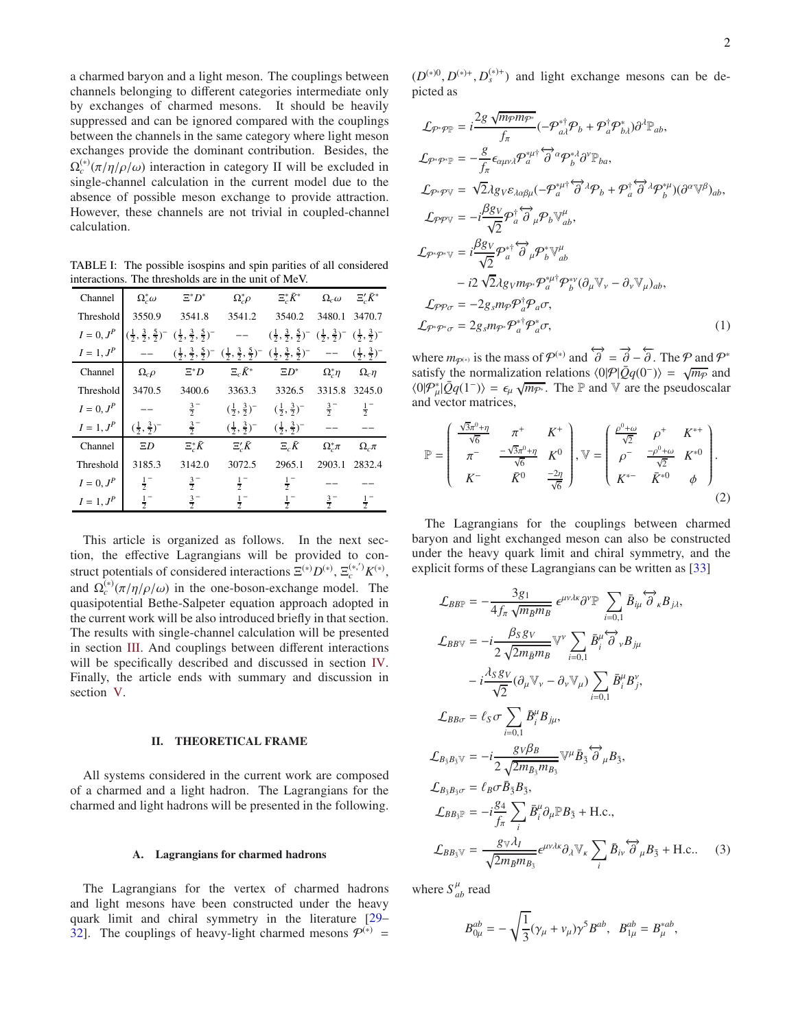a charmed baryon and a light meson. The couplings between channels belonging to different categories intermediate only by exchanges of charmed mesons. It should be heavily suppressed and can be ignored compared with the couplings between the channels in the same category where light meson exchanges provide the dominant contribution. Besides, the $\Omega_c^{(*)}(\pi/\eta/\rho/\omega)$ interaction in category II will be excluded in single-channel calculation in the current model due to the absence of possible meson exchange to provide attraction. However, these channels are not trivial in coupled-channel calculation.

TABLE I: The possible isospins and spin parities of all considered interactions. The thresholds are in the unit of MeV.

| Channel | $\Omega_c^*\omega$ | $\Xi^*D^*$ | $\Omega_c^*\rho$ | $\Xi_c^*\bar{K}^*$ | $\Omega_c\omega$ | $\Xi_c'\bar{K}^*$ |
|---|---|---|---|---|---|---|
| Threshold | 3550.9 | 3541.8 | 3541.2 | 3540.2 | 3480.1 | 3470.7 |
| $I=0, J^P$ | $(\frac{1}{2},\frac{3}{2},\frac{5}{2})^-$ | $(\frac{1}{2},\frac{3}{2},\frac{5}{2})^-$ | $--$ | $(\frac{1}{2},\frac{3}{2},\frac{5}{2})^-$ | $(\frac{1}{2},\frac{3}{2})^-$ | $(\frac{1}{2},\frac{3}{2})^-$ |
| $I=1, J^P$ | $--$ | $(\frac{1}{2},\frac{3}{2},\frac{5}{2})^-$ | $(\frac{1}{2},\frac{3}{2},\frac{5}{2})^-$ | $(\frac{1}{2},\frac{3}{2},\frac{5}{2})^-$ | $--$ | $(\frac{1}{2},\frac{3}{2})^-$ |
| Channel | $\Omega_c\rho$ | $\Xi^*D$ | $\Xi_c\bar{K}^*$ | $\Xi D^*$ | $\Omega_c^*\eta$ | $\Omega_c\eta$ |
| Threshold | 3470.5 | 3400.6 | 3363.3 | 3326.5 | 3315.8 | 3245.0 |
| $I=0, J^P$ | $--$ | $\frac{3}{2}^-$ | $(\frac{1}{2},\frac{3}{2})^-$ | $(\frac{1}{2},\frac{3}{2})^-$ | $\frac{3}{2}^-$ | $\frac{1}{2}^-$ |
| $I=1, J^P$ | $(\frac{1}{2},\frac{3}{2})^-$ | $\frac{3}{2}^-$ | $(\frac{1}{2},\frac{3}{2})^-$ | $(\frac{1}{2},\frac{3}{2})^-$ | $--$ | $--$ |
| Channel | $\Xi D$ | $\Xi_c^*\bar{K}$ | $\Xi_c'\bar{K}$ | $\Xi_c\bar{K}$ | $\Omega_c^*\pi$ | $\Omega_c\pi$ |
| Threshold | 3185.3 | 3142.0 | 3072.5 | 2965.1 | 2903.1 | 2832.4 |
| $I=0, J^P$ | $\frac{1}{2}^-$ | $\frac{3}{2}^-$ | $\frac{1}{2}^-$ | $\frac{1}{2}^-$ | $--$ | $--$ |
| $I=1, J^P$ | $\frac{1}{2}^-$ | $\frac{3}{2}^-$ | $\frac{1}{2}^-$ | $\frac{1}{2}^-$ | $\frac{3}{2}^-$ | $\frac{1}{2}^-$ |

This article is organized as follows. In the next section, the effective Lagrangians will be provided to construct potentials of considered interactions $\Xi^{(*)}D^{(*)}$, $\Xi_c^{(*,')}K^{(*)}$, and $\Omega_c^{(*)}(\pi/\eta/\rho/\omega)$ in the one-boson-exchange model. The quasipotential Bethe-Salpeter equation approach adopted in the current work will be also introduced briefly in that section. The results with single-channel calculation will be presented in section III. And couplings between different interactions will be specifically described and discussed in section IV. Finally, the article ends with summary and discussion in section V.

## II. THEORETICAL FRAME

All systems considered in the current work are composed of a charmed and a light hadron. The Lagrangians for the charmed and light hadrons will be presented in the following.

### A. Lagrangians for charmed hadrons

The Lagrangians for the vertex of charmed hadrons and light mesons have been constructed under the heavy quark limit and chiral symmetry in the literature [29–32]. The couplings of heavy-light charmed mesons $\mathcal{P}^{(*)} = (D^{(*)0}, D^{(*)+}, D_s^{(*)+})$ and light exchange mesons can be depicted as

$$
\begin{aligned}
\mathcal{L}_{\mathcal{P}^*\mathcal{P}\mathbb{P}} &= i\frac{2g\sqrt{m_{\mathcal{P}}m_{\mathcal{P}^*}}}{f_\pi}(-\mathcal{P}^{*\dagger}_{a\lambda}\mathcal{P}_b+\mathcal{P}^\dagger_a\mathcal{P}^*_{b\lambda})\partial^\lambda\mathbb{P}_{ab},\\
\mathcal{L}_{\mathcal{P}^*\mathcal{P}^*\mathbb{P}} &= -\frac{g}{f_\pi}\epsilon_{\alpha\mu\nu\lambda}\mathcal{P}^{*\mu\dagger}_a\overleftrightarrow{\partial}^\alpha\mathcal{P}^{*\lambda}_b\partial^\nu\mathbb{P}_{ba},\\
\mathcal{L}_{\mathcal{P}^*\mathcal{P}\mathbb{V}} &= \sqrt{2}\lambda g_V\varepsilon_{\lambda\alpha\beta\mu}(-\mathcal{P}^{*\mu\dagger}_a\overleftrightarrow{\partial}^\lambda\mathcal{P}_b+\mathcal{P}^\dagger_a\overleftrightarrow{\partial}^\lambda\mathcal{P}^{*\mu}_b)(\partial^\alpha\mathbb{V}^\beta)_{ab},\\
\mathcal{L}_{\mathcal{P}\mathcal{P}\mathbb{V}} &= -i\frac{\beta g_V}{\sqrt{2}}\mathcal{P}^\dagger_a\overleftrightarrow{\partial}_\mu\mathcal{P}_b\mathbb{V}^\mu_{ab},\\
\mathcal{L}_{\mathcal{P}^*\mathcal{P}^*\mathbb{V}} &= i\frac{\beta g_V}{\sqrt{2}}\mathcal{P}^{*\dagger}_a\overleftrightarrow{\partial}_\mu\mathcal{P}^*_b\mathbb{V}^\mu_{ab}\\
&\quad -i2\sqrt{2}\lambda g_V m_{\mathcal{P}^*}\mathcal{P}^{*\mu\dagger}_a\mathcal{P}^{*\nu}_b(\partial_\mu\mathbb{V}_\nu-\partial_\nu\mathbb{V}_\mu)_{ab},\\
\mathcal{L}_{\mathcal{P}\mathcal{P}\sigma} &= -2g_s m_{\mathcal{P}}\mathcal{P}^\dagger_a\mathcal{P}_a\sigma,\\
\mathcal{L}_{\mathcal{P}^*\mathcal{P}^*\sigma} &= 2g_s m_{\mathcal{P}^*}\mathcal{P}^{*\dagger}_a\mathcal{P}^*_a\sigma,
\end{aligned}
\tag{1}
$$

where $m_{\mathcal{P}^{(*)}}$ is the mass of $\mathcal{P}^{(*)}$ and $\overleftrightarrow{\partial}=\overrightarrow{\partial}-\overleftarrow{\partial}$. The $\mathcal{P}$ and $\mathcal{P}^*$ satisfy the normalization relations $\langle 0|\mathcal{P}|\bar{Q}q(0^-)\rangle=\sqrt{m_{\mathcal{P}}}$ and $\langle 0|\mathcal{P}^*_\mu|\bar{Q}q(1^-)\rangle=\epsilon_\mu\sqrt{m_{\mathcal{P}^*}}$. The $\mathbb{P}$ and $\mathbb{V}$ are the pseudoscalar and vector matrices,

$$
\mathbb{P}=\begin{pmatrix}\frac{\sqrt{3}\pi^0+\eta}{\sqrt{6}} & \pi^+ & K^+\\ \pi^- & \frac{-\sqrt{3}\pi^0+\eta}{\sqrt{6}} & K^0\\ K^- & \bar{K}^0 & \frac{-2\eta}{\sqrt{6}}\end{pmatrix},\ \mathbb{V}=\begin{pmatrix}\frac{\rho^0+\omega}{\sqrt{2}} & \rho^+ & K^{*+}\\ \rho^- & \frac{-\rho^0+\omega}{\sqrt{2}} & K^{*0}\\ K^{*-} & \bar{K}^{*0} & \phi\end{pmatrix}.
\tag{2}
$$

The Lagrangians for the couplings between charmed baryon and light exchanged meson can also be constructed under the heavy quark limit and chiral symmetry, and the explicit forms of these Lagrangians can be written as [33]

$$
\begin{aligned}
\mathcal{L}_{BB\mathbb{P}} &= -\frac{3g_1}{4f_\pi\sqrt{m_{\bar{B}}m_B}}\epsilon^{\mu\nu\lambda\kappa}\partial^\nu\mathbb{P}\sum_{i=0,1}\bar{B}_{i\mu}\overleftrightarrow{\partial}_\kappa B_{j\lambda},\\
\mathcal{L}_{BB\mathbb{V}} &= -i\frac{\beta_S g_V}{2\sqrt{2m_{\bar{B}}m_B}}\mathbb{V}^\nu\sum_{i=0,1}\bar{B}^\mu_i\overleftrightarrow{\partial}_\nu B_{j\mu}\\
&\quad -i\frac{\lambda_S g_V}{\sqrt{2}}(\partial_\mu\mathbb{V}_\nu-\partial_\nu\mathbb{V}_\mu)\sum_{i=0,1}\bar{B}^\mu_i B^\nu_j,\\
\mathcal{L}_{BB\sigma} &= \ell_S\sigma\sum_{i=0,1}\bar{B}^\mu_i B_{j\mu},\\
\mathcal{L}_{B_{\bar{3}}B_{\bar{3}}\mathbb{V}} &= -i\frac{g_V\beta_B}{2\sqrt{2m_{\bar{B}_{\bar{3}}}m_{B_{\bar{3}}}}}\mathbb{V}^\mu\bar{B}_{\bar{3}}\overleftrightarrow{\partial}_\mu B_{\bar{3}},\\
\mathcal{L}_{B_{\bar{3}}B_{\bar{3}}\sigma} &= \ell_B\sigma\bar{B}_{\bar{3}}B_{\bar{3}},\\
\mathcal{L}_{BB_{\bar{3}}\mathbb{P}} &= -i\frac{g_4}{f_\pi}\sum_i\bar{B}^\mu_i\partial_\mu\mathbb{P}B_{\bar{3}}+\text{H.c.},\\
\mathcal{L}_{BB_{\bar{3}}\mathbb{V}} &= \frac{g_{\mathbb{V}}\lambda_I}{\sqrt{2m_{\bar{B}}m_{B_{\bar{3}}}}}\epsilon^{\mu\nu\lambda\kappa}\partial_\lambda\mathbb{V}_\kappa\sum_i\bar{B}_{i\nu}\overleftrightarrow{\partial}_\mu B_{\bar{3}}+\text{H.c.}.
\end{aligned}
\tag{3}
$$

where $S^\mu_{ab}$ read

$$
B^{ab}_{0\mu}=-\sqrt{\frac{1}{3}}(\gamma_\mu+v_\mu)\gamma^5B^{ab},\ \ B^{ab}_{1\mu}=B^{*ab}_\mu,
$$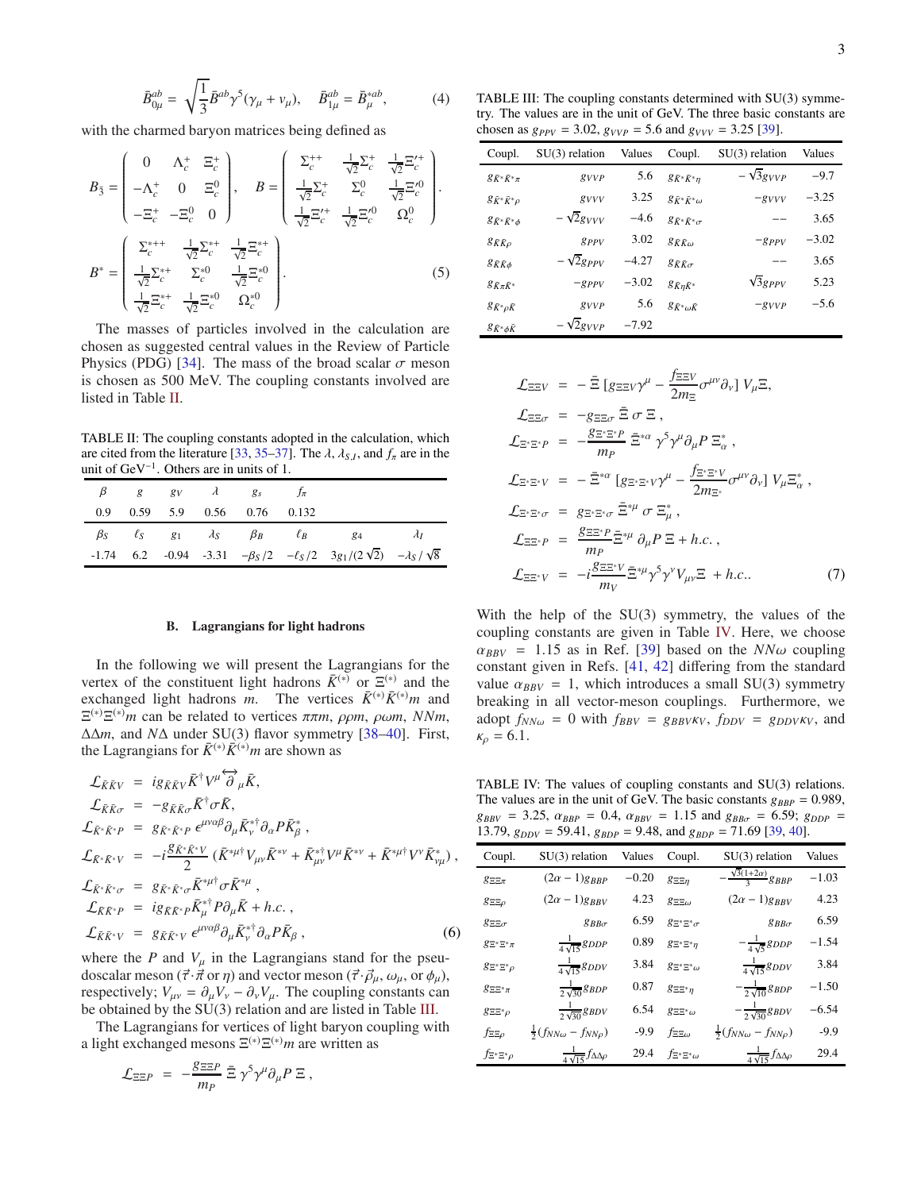$$\bar{B}^{ab}_{0\mu} = \sqrt{\frac{1}{3}}\bar{B}^{ab}\gamma^5(\gamma_\mu + v_\mu), \quad \bar{B}^{ab}_{1\mu} = \bar{B}^{*ab}_\mu, \tag{4}$$

with the charmed baryon matrices being defined as

$$B_{\bar{3}} = \begin{pmatrix} 0 & \Lambda_c^+ & \Xi_c^+ \\ -\Lambda_c^+ & 0 & \Xi_c^0 \\ -\Xi_c^+ & -\Xi_c^0 & 0 \end{pmatrix}, \quad B = \begin{pmatrix} \Sigma_c^{++} & \frac{1}{\sqrt{2}}\Sigma_c^+ & \frac{1}{\sqrt{2}}\Xi_c'^+ \\ \frac{1}{\sqrt{2}}\Sigma_c^+ & \Sigma_c^0 & \frac{1}{\sqrt{2}}\Xi_c'^0 \\ \frac{1}{\sqrt{2}}\Xi_c'^+ & \frac{1}{\sqrt{2}}\Xi_c'^0 & \Omega_c^0 \end{pmatrix}.$$

$$B^* = \begin{pmatrix} \Sigma_c^{*++} & \frac{1}{\sqrt{2}}\Sigma_c^{*+} & \frac{1}{\sqrt{2}}\Xi_c^{*+} \\ \frac{1}{\sqrt{2}}\Sigma_c^{*+} & \Sigma_c^{*0} & \frac{1}{\sqrt{2}}\Xi_c^{*0} \\ \frac{1}{\sqrt{2}}\Xi_c^{*+} & \frac{1}{\sqrt{2}}\Xi_c^{*0} & \Omega_c^{*0} \end{pmatrix}. \tag{5}$$

The masses of particles involved in the calculation are chosen as suggested central values in the Review of Particle Physics (PDG) [34]. The mass of the broad scalar $\sigma$ meson is chosen as 500 MeV. The coupling constants involved are listed in Table II.

TABLE II: The coupling constants adopted in the calculation, which are cited from the literature [33, 35–37]. The $\lambda$, $\lambda_{S,I}$, and $f_\pi$ are in the unit of GeV$^{-1}$. Others are in units of 1.

| $\beta$ | $g$ | $g_V$ | $\lambda$ | $g_s$ | $f_\pi$ | | |
|---|---|---|---|---|---|---|---|
| 0.9 | 0.59 | 5.9 | 0.56 | 0.76 | 0.132 | | |
| $\beta_S$ | $\ell_S$ | $g_1$ | $\lambda_S$ | $\beta_B$ | $\ell_B$ | $g_4$ | $\lambda_I$ |
| -1.74 | 6.2 | -0.94 | -3.31 | $-\beta_S/2$ | $-\ell_S/2$ | $3g_1/(2\sqrt{2})$ | $-\lambda_S/\sqrt{8}$ |

### B. Lagrangians for light hadrons

In the following we will present the Lagrangians for the vertex of the constituent light hadrons $\bar{K}^{(*)}$ or $\Xi^{(*)}$ and the exchanged light hadrons $m$. The vertices $\bar{K}^{(*)}\bar{K}^{(*)}m$ and $\Xi^{(*)}\Xi^{(*)}m$ can be related to $\pi\pi m$, $\rho\rho m$, $\rho\omega m$, $NNm$, $\Delta\Delta m$, and $N\Delta$ under SU(3) flavor symmetry [38–40]. First, the Lagrangians for $\bar{K}^{(*)}\bar{K}^{(*)}m$ are shown as

$$\begin{aligned}
\mathcal{L}_{\bar{K}\bar{K}V} &= ig_{\bar{K}\bar{K}V}\bar{K}^\dagger V^\mu \overleftrightarrow{\partial}_\mu \bar{K}, \\
\mathcal{L}_{\bar{K}\bar{K}\sigma} &= -g_{\bar{K}\bar{K}\sigma}\bar{K}^\dagger \sigma \bar{K}, \\
\mathcal{L}_{\bar{K}^*\bar{K}^*P} &= g_{\bar{K}^*\bar{K}^*P}\,\epsilon^{\mu\nu\alpha\beta}\partial_\mu \bar{K}^{*\dagger}_\nu \partial_\alpha P \bar{K}^*_\beta, \\
\mathcal{L}_{\bar{K}^*\bar{K}^*V} &= -i\frac{g_{\bar{K}^*\bar{K}^*V}}{2}\,(\bar{K}^{*\mu\dagger}V_{\mu\nu}\bar{K}^{*\nu} + \bar{K}^{*\dagger}_{\mu\nu}V^\mu \bar{K}^{*\nu} + \bar{K}^{*\mu\dagger}V^\nu \bar{K}^*_{\nu\mu}), \\
\mathcal{L}_{\bar{K}^*\bar{K}^*\sigma} &= g_{\bar{K}^*\bar{K}^*\sigma}\bar{K}^{*\mu\dagger}\sigma \bar{K}^{*\mu}, \\
\mathcal{L}_{\bar{K}\bar{K}^*P} &= ig_{\bar{K}\bar{K}^*P}\bar{K}^{*\dagger}_\mu P\partial_\mu \bar{K} + h.c., \\
\mathcal{L}_{\bar{K}\bar{K}^*V} &= g_{\bar{K}\bar{K}^*V}\,\epsilon^{\mu\nu\alpha\beta}\partial_\mu \bar{K}^{*\dagger}_\nu \partial_\alpha P \bar{K}_\beta,
\end{aligned} \tag{6}$$

where the $P$ and $V_\mu$ in the Lagrangians stand for the pseudoscalar meson ($\vec{\tau}\cdot\vec{\pi}$ or $\eta$) and vector meson ($\vec{\tau}\cdot\vec{\rho}_\mu$, $\omega_\mu$, or $\phi_\mu$), respectively; $V_{\mu\nu} = \partial_\mu V_\nu - \partial_\nu V_\mu$. The coupling constants can be obtained by the SU(3) relation and are listed in Table III.

The Lagrangians for vertices of light baryon coupling with a light exchanged mesons $\Xi^{(*)}\Xi^{(*)}m$ are written as

$$\begin{aligned}
\mathcal{L}_{\Xi\Xi P} &= -\frac{g_{\Xi\Xi P}}{m_P}\,\bar{\Xi}\,\gamma^5\gamma^\mu\partial_\mu P\,\Xi, \\
\mathcal{L}_{\Xi\Xi V} &= -\bar{\Xi}\,[g_{\Xi\Xi V}\gamma^\mu - \frac{f_{\Xi\Xi V}}{2m_\Xi}\sigma^{\mu\nu}\partial_\nu]\,V_\mu\Xi, \\
\mathcal{L}_{\Xi\Xi\sigma} &= -g_{\Xi\Xi\sigma}\,\bar{\Xi}\,\sigma\,\Xi, \\
\mathcal{L}_{\Xi^*\Xi^*P} &= -\frac{g_{\Xi^*\Xi^*P}}{m_P}\,\bar{\Xi}^{*\alpha}\,\gamma^5\gamma^\mu\partial_\mu P\,\Xi^*_\alpha, \\
\mathcal{L}_{\Xi^*\Xi^*V} &= -\bar{\Xi}^{*\alpha}\,[g_{\Xi^*\Xi^*V}\gamma^\mu - \frac{f_{\Xi^*\Xi^*V}}{2m_{\Xi^*}}\sigma^{\mu\nu}\partial_\nu]\,V_\mu\Xi^*_\alpha, \\
\mathcal{L}_{\Xi^*\Xi^*\sigma} &= g_{\Xi^*\Xi^*\sigma}\,\bar{\Xi}^{*\mu}\,\sigma\,\Xi^*_\mu, \\
\mathcal{L}_{\Xi\Xi^*P} &= \frac{g_{\Xi\Xi^*P}}{m_P}\bar{\Xi}^{*\mu}\,\partial_\mu P\,\Xi + h.c., \\
\mathcal{L}_{\Xi\Xi^*V} &= -i\frac{g_{\Xi\Xi^*V}}{m_V}\bar{\Xi}^{*\mu}\gamma^5\gamma^\nu V_{\mu\nu}\Xi\; + h.c..
\end{aligned} \tag{7}$$

TABLE III: The coupling constants determined with SU(3) symmetry. The values are in the unit of GeV. The three basic constants are chosen as $g_{PPV} = 3.02$, $g_{VVP} = 5.6$ and $g_{VVV} = 3.25$ [39].

| Coupl. | SU(3) relation | Values | Coupl. | SU(3) relation | Values |
|---|---|---|---|---|---|
| $g_{\bar{K}^*\bar{K}^*\pi}$ | $g_{VVP}$ | 5.6 | $g_{\bar{K}^*\bar{K}^*\eta}$ | $-\sqrt{3}g_{VVP}$ | $-9.7$ |
| $g_{\bar{K}^*\bar{K}^*\rho}$ | $g_{VVV}$ | 3.25 | $g_{\bar{K}^*\bar{K}^*\omega}$ | $-g_{VVV}$ | $-3.25$ |
| $g_{\bar{K}^*\bar{K}^*\phi}$ | $-\sqrt{2}g_{VVV}$ | $-4.6$ | $g_{\bar{K}^*\bar{K}^*\sigma}$ | $--$ | 3.65 |
| $g_{\bar{K}\bar{K}\rho}$ | $g_{PPV}$ | 3.02 | $g_{\bar{K}\bar{K}\omega}$ | $-g_{PPV}$ | $-3.02$ |
| $g_{\bar{K}\bar{K}\phi}$ | $-\sqrt{2}g_{PPV}$ | $-4.27$ | $g_{\bar{K}\bar{K}\sigma}$ | $--$ | 3.65 |
| $g_{\bar{K}\pi\bar{K}^*}$ | $-g_{PPV}$ | $-3.02$ | $g_{\bar{K}\eta\bar{K}^*}$ | $\sqrt{3}g_{PPV}$ | 5.23 |
| $g_{\bar{K}^*\rho\bar{K}}$ | $g_{VVP}$ | 5.6 | $g_{\bar{K}^*\omega\bar{K}}$ | $-g_{VVP}$ | $-5.6$ |
| $g_{\bar{K}^*\phi\bar{K}}$ | $-\sqrt{2}g_{VVP}$ | $-7.92$ | | | |

With the help of the SU(3) symmetry, the values of the coupling constants are given in Table IV. Here, we choose $\alpha_{BBV} = 1.15$ as in Ref. [39] based on the $NN\omega$ coupling constant given in Refs. [41, 42] differing from the standard value $\alpha_{BBV} = 1$, which introduces a small SU(3) symmetry breaking in all vector-meson couplings. Furthermore, we adopt $f_{NN\omega} = 0$ with $f_{BBV} = g_{BBV}\kappa_V$, $f_{DDV} = g_{DDV}\kappa_V$, and $\kappa_\rho = 6.1$.

TABLE IV: The values of coupling constants and SU(3) relations. The values are in the unit of GeV. The basic constants $g_{BBP} = 0.989$, $g_{BBV} = 3.25$, $\alpha_{BBP} = 0.4$, $\alpha_{BBV} = 1.15$ and $g_{BB\sigma} = 6.59$; $g_{DDP} = 13.79$, $g_{DDV} = 59.41$, $g_{BDP} = 9.48$, and $g_{BDP} = 71.69$ [39, 40].

| Coupl. | SU(3) relation | Values | Coupl. | SU(3) relation | Values |
|---|---|---|---|---|---|
| $g_{\Xi\Xi\pi}$ | $(2\alpha-1)g_{BBP}$ | $-0.20$ | $g_{\Xi\Xi\eta}$ | $-\frac{\sqrt{3}(1+2\alpha)}{3}g_{BBP}$ | $-1.03$ |
| $g_{\Xi\Xi\rho}$ | $(2\alpha-1)g_{BBV}$ | 4.23 | $g_{\Xi\Xi\omega}$ | $(2\alpha-1)g_{BBV}$ | 4.23 |
| $g_{\Xi\Xi\sigma}$ | $g_{BB\sigma}$ | 6.59 | $g_{\Xi^*\Xi^*\sigma}$ | $g_{BB\sigma}$ | 6.59 |
| $g_{\Xi^*\Xi^*\pi}$ | $\frac{1}{4\sqrt{15}}g_{DDP}$ | 0.89 | $g_{\Xi^*\Xi^*\eta}$ | $-\frac{1}{4\sqrt{5}}g_{DDP}$ | $-1.54$ |
| $g_{\Xi^*\Xi^*\rho}$ | $\frac{1}{4\sqrt{15}}g_{DDV}$ | 3.84 | $g_{\Xi^*\Xi^*\omega}$ | $\frac{1}{4\sqrt{15}}g_{DDV}$ | 3.84 |
| $g_{\Xi\Xi^*\pi}$ | $\frac{1}{2\sqrt{30}}g_{BDP}$ | 0.87 | $g_{\Xi\Xi^*\eta}$ | $-\frac{1}{2\sqrt{10}}g_{BDP}$ | $-1.50$ |
| $g_{\Xi\Xi^*\rho}$ | $\frac{1}{2\sqrt{30}}g_{BDV}$ | 6.54 | $g_{\Xi\Xi^*\omega}$ | $-\frac{1}{2\sqrt{30}}g_{BDV}$ | $-6.54$ |
| $f_{\Xi\Xi\rho}$ | $\frac{1}{2}(f_{NN\omega}-f_{NN\rho})$ | -9.9 | $f_{\Xi\Xi\omega}$ | $\frac{1}{2}(f_{NN\omega}-f_{NN\rho})$ | -9.9 |
| $f_{\Xi^*\Xi^*\rho}$ | $\frac{1}{4\sqrt{15}}f_{\Delta\Delta\rho}$ | 29.4 | $f_{\Xi^*\Xi^*\omega}$ | $\frac{1}{4\sqrt{15}}f_{\Delta\Delta\rho}$ | 29.4 |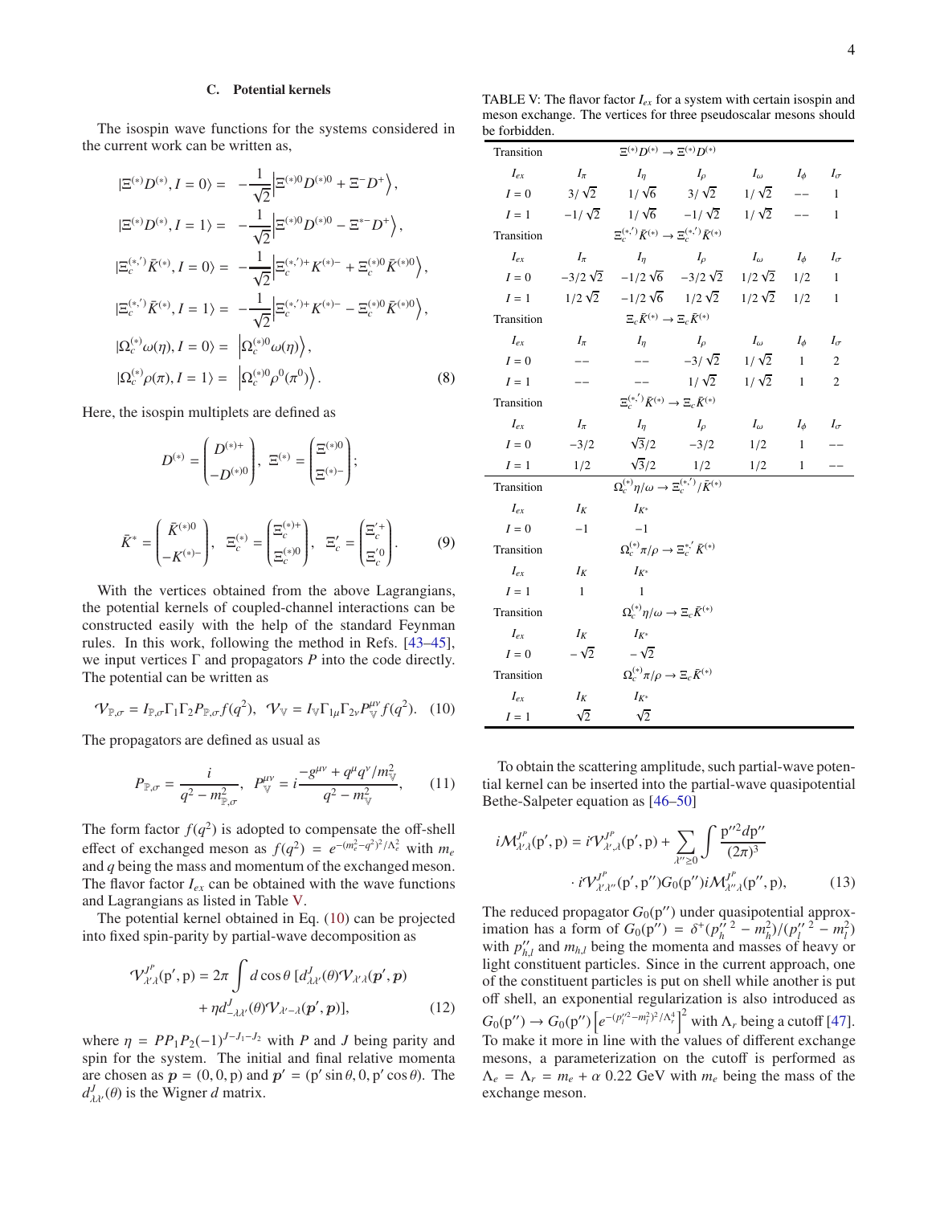### C. Potential kernels

The isospin wave functions for the systems considered in the current work can be written as,

$$
\begin{aligned}
|\Xi^{(*)}D^{(*)}, I=0\rangle &= -\frac{1}{\sqrt{2}}\Big|\Xi^{(*)0}D^{(*)0}+\Xi^{-}D^{+}\Big\rangle,\\
|\Xi^{(*)}D^{(*)}, I=1\rangle &= -\frac{1}{\sqrt{2}}\Big|\Xi^{(*)0}D^{(*)0}-\Xi^{*-}D^{+}\Big\rangle,\\
|\Xi_c^{(*,')}\bar{K}^{(*)}, I=0\rangle &= -\frac{1}{\sqrt{2}}\Big|\Xi_c^{(*,')+}K^{(*)-}+\Xi_c^{(*)0}\bar{K}^{(*)0}\Big\rangle,\\
|\Xi_c^{(*,')}\bar{K}^{(*)}, I=1\rangle &= -\frac{1}{\sqrt{2}}\Big|\Xi_c^{(*,')+}K^{(*)-}-\Xi_c^{(*)0}\bar{K}^{(*)0}\Big\rangle,\\
|\Omega_c^{(*)}\omega(\eta), I=0\rangle &= \Big|\Omega_c^{(*)0}\omega(\eta)\Big\rangle,\\
|\Omega_c^{(*)}\rho(\pi), I=1\rangle &= \Big|\Omega_c^{(*)0}\rho^0(\pi^0)\Big\rangle. \qquad (8)
\end{aligned}
$$

Here, the isospin multiplets are defined as

$$
D^{(*)}=\begin{pmatrix} D^{(*)+}\\ -D^{(*)0}\end{pmatrix},\ \Xi^{(*)}=\begin{pmatrix} \Xi^{(*)0}\\ \Xi^{(*)-}\end{pmatrix};
$$

$$
\bar{K}^{*}=\begin{pmatrix} \bar{K}^{(*)0}\\ -K^{(*)-}\end{pmatrix},\ \ \Xi_c^{(*)}=\begin{pmatrix} \Xi_c^{(*)+}\\ \Xi_c^{(*)0}\end{pmatrix},\ \ \Xi_c'=\begin{pmatrix} \Xi_c'^{+}\\ \Xi_c'^{0}\end{pmatrix}. \qquad (9)
$$

With the vertices obtained from the above Lagrangians, the potential kernels of coupled-channel interactions can be constructed easily with the help of the standard Feynman rules. In this work, following the method in Refs. [43–45], we input vertices $\Gamma$ and propagators $P$ into the code directly. The potential can be written as

$$
\mathcal{V}_{\mathbb{P},\sigma}=I_{\mathbb{P},\sigma}\Gamma_1\Gamma_2P_{\mathbb{P},\sigma}f(q^2),\ \ \mathcal{V}_{\mathbb{V}}=I_{\mathbb{V}}\Gamma_{1\mu}\Gamma_{2\nu}P^{\mu\nu}_{\mathbb{V}}f(q^2). \quad (10)
$$

The propagators are defined as usual as

$$
P_{\mathbb{P},\sigma}=\frac{i}{q^2-m^2_{\mathbb{P},\sigma}},\ \ P^{\mu\nu}_{\mathbb{V}}=i\frac{-g^{\mu\nu}+q^{\mu}q^{\nu}/m^2_{\mathbb{V}}}{q^2-m^2_{\mathbb{V}}}, \qquad (11)
$$

The form factor $f(q^2)$ is adopted to compensate the off-shell effect of exchanged meson as $f(q^2)=e^{-(m_e^2-q^2)^2/\Lambda_e^2}$ with $m_e$ and $q$ being the mass and momentum of the exchanged meson. The flavor factor $I_{ex}$ can be obtained with the wave functions and Lagrangians as listed in Table V.

The potential kernel obtained in Eq. (10) can be projected into fixed spin-parity by partial-wave decomposition as

$$
\begin{aligned}
\mathcal{V}^{J^P}_{\lambda'\lambda}(\mathrm{p}',\mathrm{p}) &= 2\pi\int d\cos\theta\,[d^J_{\lambda\lambda'}(\theta)\mathcal{V}_{\lambda'\lambda}(\boldsymbol{p}',\boldsymbol{p})\\
&\quad+\eta d^J_{-\lambda\lambda'}(\theta)\mathcal{V}_{\lambda'-\lambda}(\boldsymbol{p}',\boldsymbol{p})], \qquad (12)
\end{aligned}
$$

where $\eta=PP_1P_2(-1)^{J-J_1-J_2}$ with $P$ and $J$ being parity and spin for the system. The initial and final relative momenta are chosen as $\boldsymbol{p}=(0,0,\mathrm{p})$ and $\boldsymbol{p}'=(\mathrm{p}'\sin\theta,0,\mathrm{p}'\cos\theta)$. The $d^J_{\lambda\lambda'}(\theta)$ is the Wigner $d$ matrix.

TABLE V: The flavor factor $I_{ex}$ for a system with certain isospin and meson exchange. The vertices for three pseudoscalar mesons should be forbidden.

| Transition | | $\Xi^{(*)}D^{(*)}\to\Xi^{(*)}D^{(*)}$ | | | | |
|---|---|---|---|---|---|---|
| $I_{ex}$ | $I_\pi$ | $I_\eta$ | $I_\rho$ | $I_\omega$ | $I_\phi$ | $I_\sigma$ |
| $I=0$ | $3/\sqrt{2}$ | $1/\sqrt{6}$ | $3/\sqrt{2}$ | $1/\sqrt{2}$ | $--$ | 1 |
| $I=1$ | $-1/\sqrt{2}$ | $1/\sqrt{6}$ | $-1/\sqrt{2}$ | $1/\sqrt{2}$ | $--$ | 1 |
| Transition | | $\Xi_c^{(*,')}\bar{K}^{(*)}\to\Xi_c^{(*,')}\bar{K}^{(*)}$ | | | | |
| $I_{ex}$ | $I_\pi$ | $I_\eta$ | $I_\rho$ | $I_\omega$ | $I_\phi$ | $I_\sigma$ |
| $I=0$ | $-3/2\sqrt{2}$ | $-1/2\sqrt{6}$ | $-3/2\sqrt{2}$ | $1/2\sqrt{2}$ | $1/2$ | 1 |
| $I=1$ | $1/2\sqrt{2}$ | $-1/2\sqrt{6}$ | $1/2\sqrt{2}$ | $1/2\sqrt{2}$ | $1/2$ | 1 |
| Transition | | $\Xi_c\bar{K}^{(*)}\to\Xi_c\bar{K}^{(*)}$ | | | | |
| $I_{ex}$ | $I_\pi$ | $I_\eta$ | $I_\rho$ | $I_\omega$ | $I_\phi$ | $I_\sigma$ |
| $I=0$ | $--$ | $--$ | $-3/\sqrt{2}$ | $1/\sqrt{2}$ | 1 | 2 |
| $I=1$ | $--$ | $--$ | $1/\sqrt{2}$ | $1/\sqrt{2}$ | 1 | 2 |
| Transition | | $\Xi_c^{(*,')}\bar{K}^{(*)}\to\Xi_c\bar{K}^{(*)}$ | | | | |
| $I_{ex}$ | $I_\pi$ | $I_\eta$ | $I_\rho$ | $I_\omega$ | $I_\phi$ | $I_\sigma$ |
| $I=0$ | $-3/2$ | $\sqrt{3}/2$ | $-3/2$ | $1/2$ | 1 | $--$ |
| $I=1$ | $1/2$ | $\sqrt{3}/2$ | $1/2$ | $1/2$ | 1 | $--$ |
| Transition | | $\Omega_c^{(*)}\eta/\omega\to\Xi_c^{(*,')}/\bar{K}^{(*)}$ | | | | |
| $I_{ex}$ | $I_K$ | $I_{K^*}$ | | | | |
| $I=0$ | $-1$ | $-1$ | | | | |
| Transition | | $\Omega_c^{(*)}\pi/\rho\to\Xi_c^{*,'}\bar{K}^{(*)}$ | | | | |
| $I_{ex}$ | $I_K$ | $I_{K^*}$ | | | | |
| $I=1$ | 1 | 1 | | | | |
| Transition | | $\Omega_c^{(*)}\eta/\omega\to\Xi_c\bar{K}^{(*)}$ | | | | |
| $I_{ex}$ | $I_K$ | $I_{K^*}$ | | | | |
| $I=0$ | $-\sqrt{2}$ | $-\sqrt{2}$ | | | | |
| Transition | | $\Omega_c^{(*)}\pi/\rho\to\Xi_c\bar{K}^{(*)}$ | | | | |
| $I_{ex}$ | $I_K$ | $I_{K^*}$ | | | | |
| $I=1$ | $\sqrt{2}$ | $\sqrt{2}$ | | | | |

To obtain the scattering amplitude, such partial-wave potential kernel can be inserted into the partial-wave quasipotential Bethe-Salpeter equation as [46–50]

$$
\begin{aligned}
i\mathcal{M}^{J^P}_{\lambda'\lambda}(\mathrm{p}',\mathrm{p}) &= i\mathcal{V}^{J^P}_{\lambda',\lambda}(\mathrm{p}',\mathrm{p})+\sum_{\lambda''\geq 0}\int\frac{\mathrm{p}''^2d\mathrm{p}''}{(2\pi)^3}\\
&\quad\cdot i\mathcal{V}^{J^P}_{\lambda'\lambda''}(\mathrm{p}',\mathrm{p}'')G_0(\mathrm{p}'')i\mathcal{M}^{J^P}_{\lambda''\lambda}(\mathrm{p}'',\mathrm{p}), \qquad (13)
\end{aligned}
$$

The reduced propagator $G_0(\mathrm{p}'')$ under quasipotential approximation has a form of $G_0(\mathrm{p}'')=\delta^+(p''^{\,2}_h-m_h^2)/(p''^{\,2}_l-m_l^2)$ with $p''_{h,l}$ and $m_{h,l}$ being the momenta and masses of heavy or light constituent particles. Since in the current approach, one of the constituent particles is put on shell while another is put off shell, an exponential regularization is also introduced as $G_0(\mathrm{p}'')\to G_0(\mathrm{p}'')\left[e^{-(p_l''^2-m_l^2)^2/\Lambda_r^4}\right]^2$ with $\Lambda_r$ being a cutoff [47]. To make it more in line with the values of different exchange mesons, a parameterization on the cutoff is performed as $\Lambda_e=\Lambda_r=m_e+\alpha\ 0.22$ GeV with $m_e$ being the mass of the exchange meson.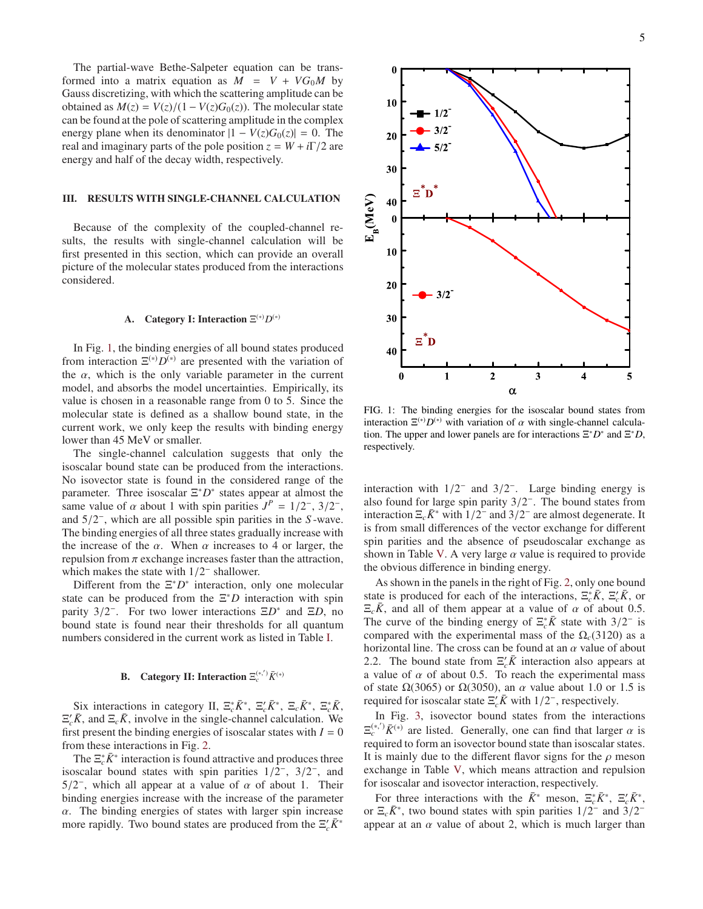The partial-wave Bethe-Salpeter equation can be transformed into a matrix equation as $M = V + VG_0M$ by Gauss discretizing, with which the scattering amplitude can be obtained as $M(z) = V(z)/(1 - V(z)G_0(z))$. The molecular state can be found at the pole of scattering amplitude in the complex energy plane when its denominator $|1 - V(z)G_0(z)| = 0$. The real and imaginary parts of the pole position $z = W + i\Gamma/2$ are energy and half of the decay width, respectively.

## III. RESULTS WITH SINGLE-CHANNEL CALCULATION

Because of the complexity of the coupled-channel results, the results with single-channel calculation will be first presented in this section, which can provide an overall picture of the molecular states produced from the interactions considered.

### A. Category I: Interaction $\Xi^{(*)}D^{(*)}$

In Fig. 1, the binding energies of all bound states produced from interaction $\Xi^{(*)}D^{(*)}$ are presented with the variation of the $\alpha$, which is the only variable parameter in the current model, and absorbs the model uncertainties. Empirically, its value is chosen in a reasonable range from 0 to 5. Since the molecular state is defined as a shallow bound state, in the current work, we only keep the results with binding energy lower than 45 MeV or smaller.

The single-channel calculation suggests that only the isoscalar bound state can be produced from the interactions. No isovector state is found in the considered range of the parameter. Three isoscalar $\Xi^*D^*$ states appear at almost the same value of $\alpha$ about 1 with spin parities $J^P = 1/2^-$, $3/2^-$, and $5/2^-$, which are all possible spin parities in the $S$-wave. The binding energies of all three states gradually increase with the increase of the $\alpha$. When $\alpha$ increases to 4 or larger, the repulsion from $\pi$ exchange increases faster than the attraction, which makes the state with $1/2^-$ shallower.

Different from the $\Xi^*D^*$ interaction, only one molecular state can be produced from the $\Xi^*D$ interaction with spin parity $3/2^-$. For two lower interactions $\Xi D^*$ and $\Xi D$, no bound state is found near their thresholds for all quantum numbers considered in the current work as listed in Table I.

FIG. 1: The binding energies for the isoscalar bound states from interaction $\Xi^{(*)}D^{(*)}$ with variation of $\alpha$ with single-channel calculation. The upper and lower panels are for interactions $\Xi^*D^*$ and $\Xi^*D$, respectively.

### B. Category II: Interaction $\Xi_c^{(*,\prime)}\bar{K}^{(*)}$

Six interactions in category II, $\Xi_c^*\bar{K}^*$, $\Xi_c^\prime\bar{K}^*$, $\Xi_c\bar{K}^*$, $\Xi_c^*\bar{K}$, $\Xi_c^\prime\bar{K}$, and $\Xi_c\bar{K}$, involve in the single-channel calculation. We first present the binding energies of isoscalar states with $I = 0$ from these interactions in Fig. 2.

The $\Xi_c^*\bar{K}^*$ interaction is found attractive and produces three isoscalar bound states with spin parities $1/2^-$, $3/2^-$, and $5/2^-$, which all appear at a value of $\alpha$ of about 1. Their binding energies increase with the increase of the parameter $\alpha$. The binding energies of states with larger spin increase more rapidly. Two bound states are produced from the $\Xi_c^\prime\bar{K}^*$ interaction with $1/2^-$ and $3/2^-$. Large binding energy is also found for large spin parity $3/2^-$. The bound states from interaction $\Xi_c\bar{K}^*$ with $1/2^-$ and $3/2^-$ are almost degenerate. It is from small differences of the vector exchange for different spin parities and the absence of pseudoscalar exchange as shown in Table V. A very large $\alpha$ value is required to provide the obvious difference in binding energy.

As shown in the panels in the right of Fig. 2, only one bound state is produced for each of the interactions, $\Xi_c^*\bar{K}$, $\Xi_c^\prime\bar{K}$, or $\Xi_c\bar{K}$, and all of them appear at a value of $\alpha$ of about 0.5. The curve of the binding energy of $\Xi_c^*\bar{K}$ state with $3/2^-$ is compared with the experimental mass of the $\Omega_c(3120)$ as a horizontal line. The cross can be found at an $\alpha$ value of about 2.2. The bound state from $\Xi_c^\prime\bar{K}$ interaction also appears at a value of $\alpha$ of about 0.5. To reach the experimental mass of state $\Omega(3065)$ or $\Omega(3050)$, an $\alpha$ value about 1.0 or 1.5 is required for isoscalar state $\Xi_c^\prime\bar{K}$ with $1/2^-$, respectively.

In Fig. 3, isovector bound states from the interactions $\Xi_c^{(*,\prime)}\bar{K}^{(*)}$ are listed. Generally, one can find that larger $\alpha$ is required to form an isovector bound state than isoscalar states. It is mainly due to the different flavor signs for the $\rho$ meson exchange in Table V, which means attraction and repulsion for isoscalar and isovector interaction, respectively.

For three interactions with the $\bar{K}^*$ meson, $\Xi_c^*\bar{K}^*$, $\Xi_c^\prime\bar{K}^*$, or $\Xi_c\bar{K}^*$, two bound states with spin parities $1/2^-$ and $3/2^-$ appear at an $\alpha$ value of about 2, which is much larger than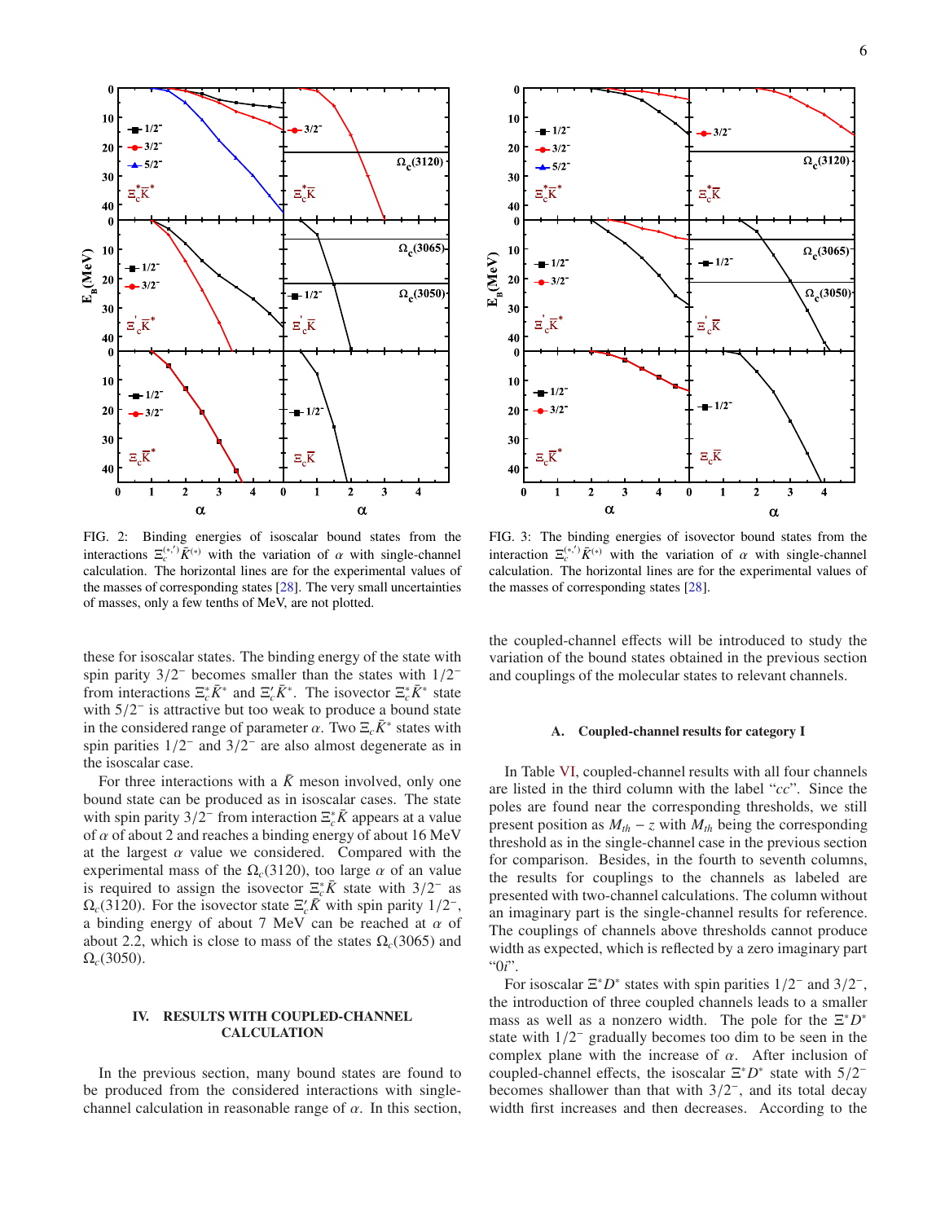FIG. 2: Binding energies of isoscalar bound states from the interactions $\Xi_c^{(*,\prime)}\bar{K}^{(*)}$ with the variation of $\alpha$ with single-channel calculation. The horizontal lines are for the experimental values of the masses of corresponding states [28]. The very small uncertainties of masses, only a few tenths of MeV, are not plotted.

FIG. 3: The binding energies of isovector bound states from the interaction $\Xi_c^{(*,\prime)}\bar{K}^{(*)}$ with the variation of $\alpha$ with single-channel calculation. The horizontal lines are for the experimental values of the masses of corresponding states [28].

these for isoscalar states. The binding energy of the state with spin parity $3/2^-$ becomes smaller than the states with $1/2^-$ from interactions $\Xi_c^*\bar{K}^*$ and $\Xi_c'\bar{K}^*$. The isovector $\Xi_c^*\bar{K}^*$ state with $5/2^-$ is attractive but too weak to produce a bound state in the considered range of parameter $\alpha$. Two $\Xi_c\bar{K}^*$ states with spin parities $1/2^-$ and $3/2^-$ are also almost degenerate as in the isoscalar case.

For three interactions with a $\bar{K}$ meson involved, only one bound state can be produced as in isoscalar cases. The state with spin parity $3/2^-$ from interaction $\Xi_c^*\bar{K}$ appears at a value of $\alpha$ of about 2 and reaches a binding energy of about 16 MeV at the largest $\alpha$ value we considered. Compared with the experimental mass of the $\Omega_c(3120)$, too large $\alpha$ of an value is required to assign the isovector $\Xi_c^*\bar{K}$ state with $3/2^-$ as $\Omega_c(3120)$. For the isovector state $\Xi_c'\bar{K}$ with spin parity $1/2^-$, a binding energy of about 7 MeV can be reached at $\alpha$ of about 2.2, which is close to mass of the states $\Omega_c(3065)$ and $\Omega_c(3050)$.

## IV. RESULTS WITH COUPLED-CHANNEL CALCULATION

In the previous section, many bound states are found to be produced from the considered interactions with single-channel calculation in reasonable range of $\alpha$. In this section, the coupled-channel effects will be introduced to study the variation of the bound states obtained in the previous section and couplings of the molecular states to relevant channels.

### A. Coupled-channel results for category I

In Table VI, coupled-channel results with all four channels are listed in the third column with the label "*cc*". Since the poles are found near the corresponding thresholds, we still present position as $M_{th} - z$ with $M_{th}$ being the corresponding threshold as in the single-channel case in the previous section for comparison. Besides, in the fourth to seventh columns, the results for couplings to the channels as labeled are presented with two-channel calculations. The column without an imaginary part is the single-channel results for reference. The couplings of channels above thresholds cannot produce width as expected, which is reflected by a zero imaginary part "$0i$".

For isoscalar $\Xi^*D^*$ states with spin parities $1/2^-$ and $3/2^-$, the introduction of three coupled channels leads to a smaller mass as well as a nonzero width. The pole for the $\Xi^*D^*$ state with $1/2^-$ gradually becomes too dim to be seen in the complex plane with the increase of $\alpha$. After inclusion of coupled-channel effects, the isoscalar $\Xi^*D^*$ state with $5/2^-$ becomes shallower than that with $3/2^-$, and its total decay width first increases and then decreases. According to the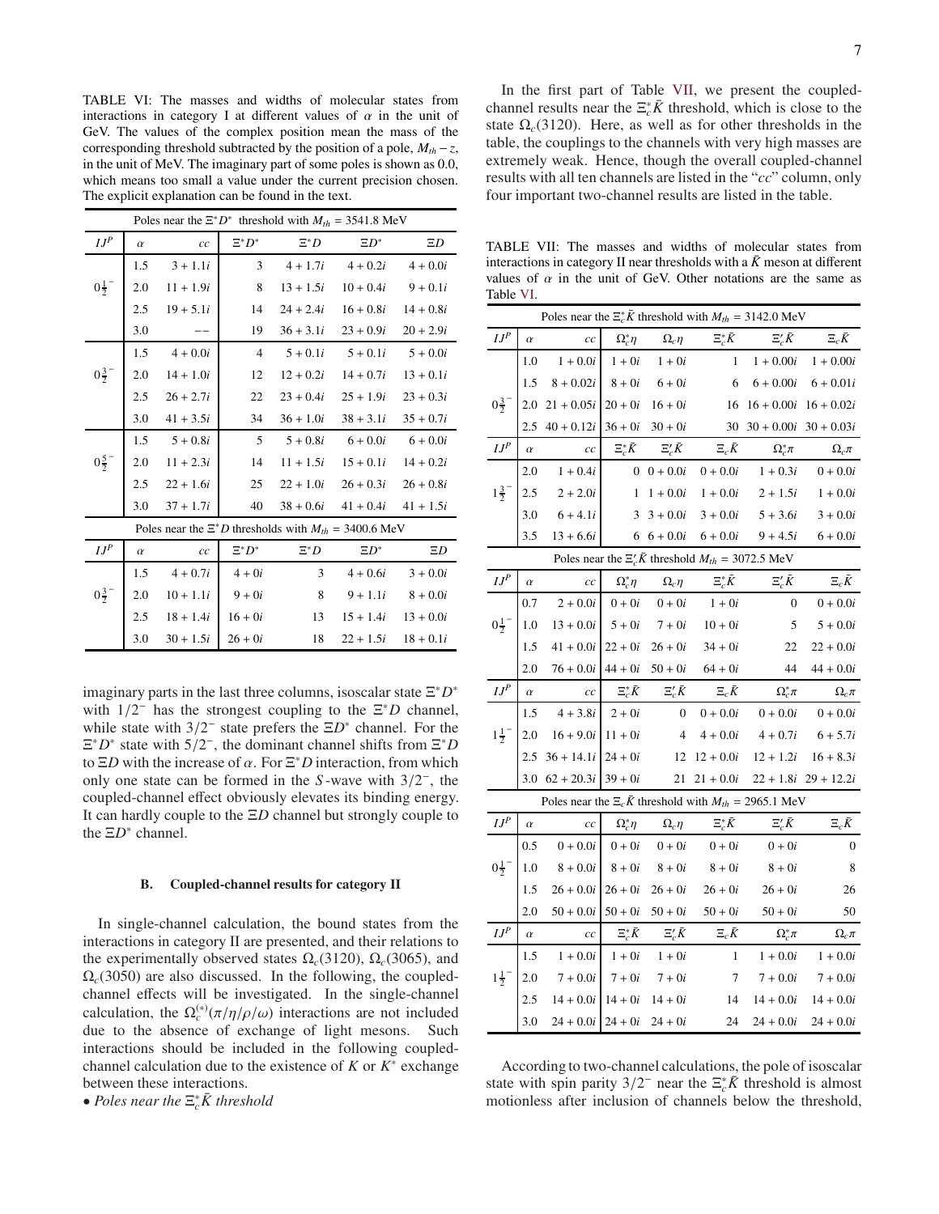TABLE VI: The masses and widths of molecular states from interactions in category I at different values of $\alpha$ in the unit of GeV. The values of the complex position mean the mass of the corresponding threshold subtracted by the position of a pole, $M_{th} - z$, in the unit of MeV. The imaginary part of some poles is shown as 0.0, which means too small a value under the current precision chosen. The explicit explanation can be found in the text.

| Poles near the $\Xi^* D^*$ threshold with $M_{th}$ = 3541.8 MeV | | | | | | |
|---|---|---|---|---|---|---|
| $IJ^P$ | $\alpha$ | $cc$ | $\Xi^* D^*$ | $\Xi^* D$ | $\Xi D^*$ | $\Xi D$ |
| $0\frac{1}{2}^-$ | 1.5 | $3+1.1i$ | 3 | $4+1.7i$ | $4+0.2i$ | $4+0.0i$ |
| | 2.0 | $11+1.9i$ | 8 | $13+1.5i$ | $10+0.4i$ | $9+0.1i$ |
| | 2.5 | $19+5.1i$ | 14 | $24+2.4i$ | $16+0.8i$ | $14+0.8i$ |
| | 3.0 | $--$ | 19 | $36+3.1i$ | $23+0.9i$ | $20+2.9i$ |
| $0\frac{3}{2}^-$ | 1.5 | $4+0.0i$ | 4 | $5+0.1i$ | $5+0.1i$ | $5+0.0i$ |
| | 2.0 | $14+1.0i$ | 12 | $12+0.2i$ | $14+0.7i$ | $13+0.1i$ |
| | 2.5 | $26+2.7i$ | 22 | $23+0.4i$ | $25+1.9i$ | $23+0.3i$ |
| | 3.0 | $41+3.5i$ | 34 | $36+1.0i$ | $38+3.1i$ | $35+0.7i$ |
| $0\frac{5}{2}^-$ | 1.5 | $5+0.8i$ | 5 | $5+0.8i$ | $6+0.0i$ | $6+0.0i$ |
| | 2.0 | $11+2.3i$ | 14 | $11+1.5i$ | $15+0.1i$ | $14+0.2i$ |
| | 2.5 | $22+1.6i$ | 25 | $22+1.0i$ | $26+0.3i$ | $26+0.8i$ |
| | 3.0 | $37+1.7i$ | 40 | $38+0.6i$ | $41+0.4i$ | $41+1.5i$ |
| Poles near the $\Xi^* D$ thresholds with $M_{th}$ = 3400.6 MeV | | | | | | |
| $IJ^P$ | $\alpha$ | $cc$ | $\Xi^* D^*$ | $\Xi^* D$ | $\Xi D^*$ | $\Xi D$ |
| $0\frac{3}{2}^-$ | 1.5 | $4+0.7i$ | $4+0i$ | 3 | $4+0.6i$ | $3+0.0i$ |
| | 2.0 | $10+1.1i$ | $9+0i$ | 8 | $9+1.1i$ | $8+0.0i$ |
| | 2.5 | $18+1.4i$ | $16+0i$ | 13 | $15+1.4i$ | $13+0.0i$ |
| | 3.0 | $30+1.5i$ | $26+0i$ | 18 | $22+1.5i$ | $18+0.1i$ |

imaginary parts in the last three columns, isoscalar state $\Xi^* D^*$ with $1/2^-$ has the strongest coupling to the $\Xi^* D$ channel, while state with $3/2^-$ state prefers the $\Xi D^*$ channel. For the $\Xi^* D^*$ state with $5/2^-$, the dominant channel shifts from $\Xi^* D$ to $\Xi D$ with the increase of $\alpha$. For $\Xi^* D$ interaction, from which only one state can be formed in the $S$-wave with $3/2^-$, the coupled-channel effect obviously elevates its binding energy. It can hardly couple to the $\Xi D$ channel but strongly couple to the $\Xi D^*$ channel.

### B. Coupled-channel results for category II

In single-channel calculation, the bound states from the interactions in category II are presented, and their relations to the experimentally observed states $\Omega_c(3120)$, $\Omega_c(3065)$, and $\Omega_c(3050)$ are also discussed. In the following, the coupled-channel effects will be investigated. In the single-channel calculation, the $\Omega_c^{(*)}(\pi/\eta/\rho/\omega)$ interactions are not included due to the absence of exchange of light mesons. Such interactions should be included in the following coupled-channel calculation due to the existence of $K$ or $K^*$ exchange between these interactions.

• *Poles near the $\Xi_c^* \bar{K}$ threshold*

In the first part of Table VII, we present the coupled-channel results near the $\Xi_c^* \bar{K}$ threshold, which is close to the state $\Omega_c(3120)$. Here, as well as for other thresholds in the table, the couplings to the channels with very high masses are extremely weak. Hence, though the overall coupled-channel results with all ten channels are listed in the "$cc$" column, only four important two-channel results are listed in the table.

TABLE VII: The masses and widths of molecular states from interactions in category II near thresholds with a $\bar{K}$ meson at different values of $\alpha$ in the unit of GeV. Other notations are the same as Table VI.

| Poles near the $\Xi_c^* \bar{K}$ threshold with $M_{th}$ = 3142.0 MeV | | | | | | |
|---|---|---|---|---|---|---|
| $IJ^P$ | $\alpha$ | $cc$ | $\Omega_c^* \eta$ | $\Omega_c \eta$ | $\Xi_c^* \bar{K}$ | $\Xi_c' \bar{K}$ | $\Xi_c \bar{K}$ |
| $0\frac{3}{2}^-$ | 1.0 | $1+0.0i$ | $1+0i$ | $1+0i$ | 1 | $1+0.00i$ | $1+0.00i$ |
| | 1.5 | $8+0.02i$ | $8+0i$ | $6+0i$ | 6 | $6+0.00i$ | $6+0.01i$ |
| | 2.0 | $21+0.05i$ | $20+0i$ | $16+0i$ | 16 | $16+0.00i$ | $16+0.02i$ |
| | 2.5 | $40+0.12i$ | $36+0i$ | $30+0i$ | 30 | $30+0.00i$ | $30+0.03i$ |
| $IJ^P$ | $\alpha$ | $cc$ | $\Xi_c^* \bar{K}$ | $\Xi_c' \bar{K}$ | $\Xi_c \bar{K}$ | $\Omega_c^* \pi$ | $\Omega_c \pi$ |
| $1\frac{3}{2}^-$ | 2.0 | $1+0.4i$ | 0 | $0+0.0i$ | $0+0.0i$ | $1+0.3i$ | $0+0.0i$ |
| | 2.5 | $2+2.0i$ | 1 | $1+0.0i$ | $1+0.0i$ | $2+1.5i$ | $1+0.0i$ |
| | 3.0 | $6+4.1i$ | 3 | $3+0.0i$ | $3+0.0i$ | $5+3.6i$ | $3+0.0i$ |
| | 3.5 | $13+6.6i$ | 6 | $6+0.0i$ | $6+0.0i$ | $9+4.5i$ | $6+0.0i$ |
| Poles near the $\Xi_c' \bar{K}$ threshold $M_{th}$ = 3072.5 MeV | | | | | | |
| $IJ^P$ | $\alpha$ | $cc$ | $\Omega_c^* \eta$ | $\Omega_c \eta$ | $\Xi_c^* \bar{K}$ | $\Xi_c' \bar{K}$ | $\Xi_c \bar{K}$ |
| $0\frac{1}{2}^-$ | 0.7 | $2+0.0i$ | $0+0i$ | $0+0i$ | $1+0i$ | 0 | $0+0.0i$ |
| | 1.0 | $13+0.0i$ | $5+0i$ | $7+0i$ | $10+0i$ | 5 | $5+0.0i$ |
| | 1.5 | $41+0.0i$ | $22+0i$ | $26+0i$ | $34+0i$ | 22 | $22+0.0i$ |
| | 2.0 | $76+0.0i$ | $44+0i$ | $50+0i$ | $64+0i$ | 44 | $44+0.0i$ |
| $IJ^P$ | $\alpha$ | $cc$ | $\Xi_c^* \bar{K}$ | $\Xi_c' \bar{K}$ | $\Xi_c \bar{K}$ | $\Omega_c^* \pi$ | $\Omega_c \pi$ |
| $1\frac{1}{2}^-$ | 1.5 | $4+3.8i$ | $2+0i$ | 0 | $0+0.0i$ | $0+0.0i$ | $0+0.0i$ |
| | 2.0 | $16+9.0i$ | $11+0i$ | 4 | $4+0.0i$ | $4+0.7i$ | $6+5.7i$ |
| | 2.5 | $36+14.1i$ | $24+0i$ | 12 | $12+0.0i$ | $12+1.2i$ | $16+8.3i$ |
| | 3.0 | $62+20.3i$ | $39+0i$ | 21 | $21+0.0i$ | $22+1.8i$ | $29+12.2i$ |
| Poles near the $\Xi_c \bar{K}$ threshold with $M_{th}$ = 2965.1 MeV | | | | | | |
| $IJ^P$ | $\alpha$ | $cc$ | $\Omega_c^* \eta$ | $\Omega_c \eta$ | $\Xi_c^* \bar{K}$ | $\Xi_c' \bar{K}$ | $\Xi_c \bar{K}$ |
| $0\frac{1}{2}^-$ | 0.5 | $0+0.0i$ | $0+0i$ | $0+0i$ | $0+0i$ | $0+0i$ | 0 |
| | 1.0 | $8+0.0i$ | $8+0i$ | $8+0i$ | $8+0i$ | $8+0i$ | 8 |
| | 1.5 | $26+0.0i$ | $26+0i$ | $26+0i$ | $26+0i$ | $26+0i$ | 26 |
| | 2.0 | $50+0.0i$ | $50+0i$ | $50+0i$ | $50+0i$ | $50+0i$ | 50 |
| $IJ^P$ | $\alpha$ | $cc$ | $\Xi_c^* \bar{K}$ | $\Xi_c' \bar{K}$ | $\Xi_c \bar{K}$ | $\Omega_c^* \pi$ | $\Omega_c \pi$ |
| $1\frac{1}{2}^-$ | 1.5 | $1+0.0i$ | $1+0i$ | $1+0i$ | 1 | $1+0.0i$ | $1+0.0i$ |
| | 2.0 | $7+0.0i$ | $7+0i$ | $7+0i$ | 7 | $7+0.0i$ | $7+0.0i$ |
| | 2.5 | $14+0.0i$ | $14+0i$ | $14+0i$ | 14 | $14+0.0i$ | $14+0.0i$ |
| | 3.0 | $24+0.0i$ | $24+0i$ | $24+0i$ | 24 | $24+0.0i$ | $24+0.0i$ |

According to two-channel calculations, the pole of isoscalar state with spin parity $3/2^-$ near the $\Xi_c^* \bar{K}$ threshold is almost motionless after inclusion of channels below the threshold,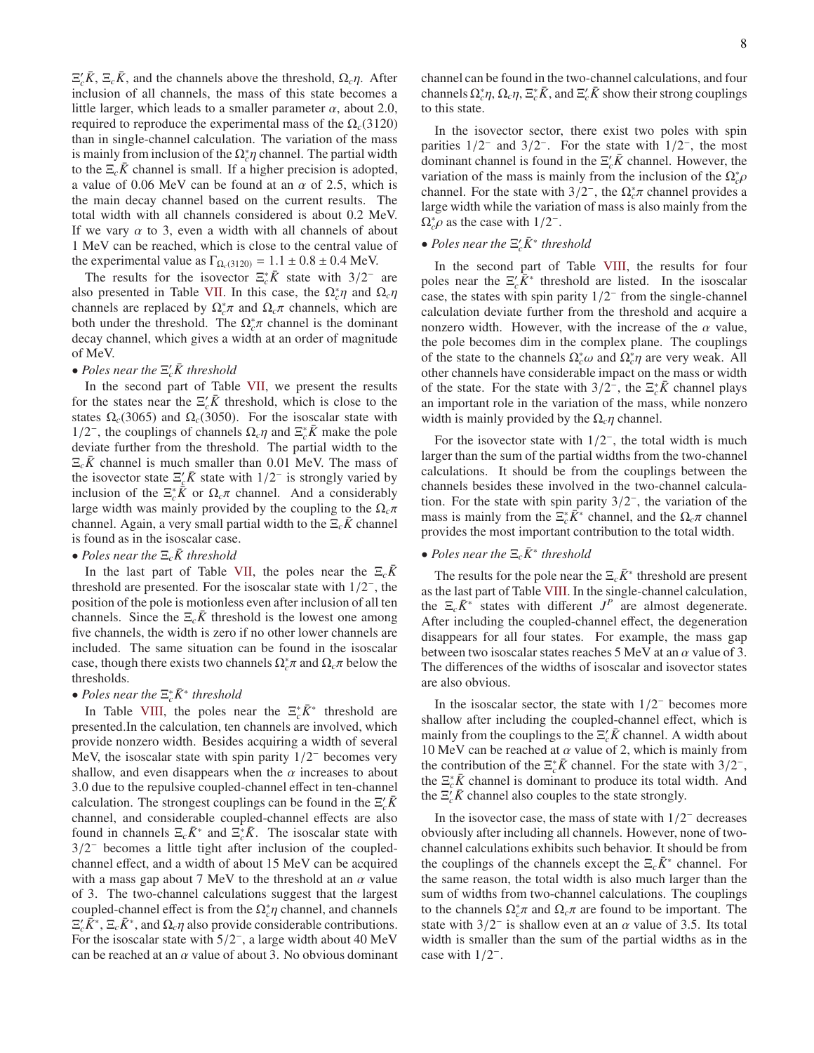$\Xi_c'\bar{K}$, $\Xi_c\bar{K}$, and the channels above the threshold, $\Omega_c\eta$. After inclusion of all channels, the mass of this state becomes a little larger, which leads to a smaller parameter $\alpha$, about 2.0, required to reproduce the experimental mass of the $\Omega_c(3120)$ than in single-channel calculation. The variation of the mass is mainly from inclusion of the $\Omega_c^*\eta$ channel. The partial width to the $\Xi_c\bar{K}$ channel is small. If a higher precision is adopted, a value of 0.06 MeV can be found at an $\alpha$ of 2.5, which is the main decay channel based on the current results. The total width with all channels considered is about 0.2 MeV. If we vary $\alpha$ to 3, even a width with all channels of about 1 MeV can be reached, which is close to the central value of the experimental value as $\Gamma_{\Omega_c(3120)} = 1.1 \pm 0.8 \pm 0.4$ MeV.

The results for the isovector $\Xi_c^*\bar{K}$ state with $3/2^-$ are also presented in Table VII. In this case, the $\Omega_c^*\eta$ and $\Omega_c\eta$ channels are replaced by $\Omega_c^*\pi$ and $\Omega_c\pi$ channels, which are both under the threshold. The $\Omega_c^*\pi$ channel is the dominant decay channel, which gives a width at an order of magnitude of MeV.

*• Poles near the $\Xi_c'\bar{K}$ threshold*

In the second part of Table VII, we present the results for the states near the $\Xi_c'\bar{K}$ threshold, which is close to the states $\Omega_c(3065)$ and $\Omega_c(3050)$. For the isoscalar state with $1/2^-$, the couplings of channels $\Omega_c\eta$ and $\Xi_c^*\bar{K}$ make the pole deviate further from the threshold. The partial width to the $\Xi_c\bar{K}$ channel is much smaller than 0.01 MeV. The mass of the isovector state $\Xi_c'\bar{K}$ state with $1/2^-$ is strongly varied by inclusion of the $\Xi_c^*\bar{K}$ or $\Omega_c\eta$ channel. And a considerably large width was mainly provided by the coupling to the $\Omega_c\pi$ channel. Again, a very small partial width to the $\Xi_c\bar{K}$ channel is found as in the isoscalar case.

*• Poles near the $\Xi_c\bar{K}$ threshold*

In the last part of Table VII, the poles near the $\Xi_c\bar{K}$ threshold are presented. For the isoscalar state with $1/2^-$, the position of the pole is motionless even after inclusion of all ten channels. Since the $\Xi_c\bar{K}$ threshold is the lowest one among five channels, the width is zero if no other lower channels are included. The same situation can be found in the isoscalar case, though there exists two channels $\Omega_c^*\pi$ and $\Omega_c\pi$ below the thresholds.

*• Poles near the $\Xi_c^*\bar{K}^*$ threshold*

In Table VIII, the poles near the $\Xi_c^*\bar{K}^*$ threshold are presented.In the calculation, ten channels are involved, which provide nonzero width. Besides acquiring a width of several MeV, the isoscalar state with spin parity $1/2^-$ becomes very shallow, and even disappears when the $\alpha$ increases to about 3.0 due to the repulsive coupled-channel effect in ten-channel calculation. The strongest couplings can be found in the $\Xi_c'\bar{K}$ channel, and considerable coupled-channel effects are also found in channels $\Xi_c\bar{K}^*$ and $\Xi_c^*\bar{K}$. The isoscalar state with $3/2^-$ becomes a little tight after inclusion of the coupled-channel effect, and a width of about 15 MeV can be acquired with a mass gap about 7 MeV to the threshold at an $\alpha$ value of 3. The two-channel calculations suggest that the largest coupled-channel effect is from the $\Omega_c^*\eta$ channel, and channels $\Xi_c'\bar{K}^*$, $\Xi_c\bar{K}^*$, and $\Omega_c\eta$ also provide considerable contributions. For the isoscalar state with $5/2^-$, a large width about 40 MeV can be reached at an $\alpha$ value of about 3. No obvious dominant channel can be found in the two-channel calculations, and four channels $\Omega_c^*\eta$, $\Omega_c\eta$, $\Xi_c^*\bar{K}$, and $\Xi_c'\bar{K}$ show their strong couplings to this state.

In the isovector sector, there exist two poles with spin parities $1/2^-$ and $3/2^-$. For the state with $1/2^-$, the most dominant channel is found in the $\Xi_c'\bar{K}$ channel. However, the variation of the mass is mainly from the inclusion of the $\Omega_c^*\rho$ channel. For the state with $3/2^-$, the $\Omega_c^*\pi$ channel provides a large width while the variation of mass is also mainly from the $\Omega_c^*\rho$ as the case with $1/2^-$.

*• Poles near the $\Xi_c'\bar{K}^*$ threshold*

In the second part of Table VIII, the results for four poles near the $\Xi_c'\bar{K}^*$ threshold are listed. In the isoscalar case, the states with spin parity $1/2^-$ from the single-channel calculation deviate further from the threshold and acquire a nonzero width. However, with the increase of the $\alpha$ value, the pole becomes dim in the complex plane. The couplings of the state to the channels $\Omega_c^*\omega$ and $\Omega_c^*\eta$ are very weak. All other channels have considerable impact on the mass or width of the state. For the state with $3/2^-$, the $\Xi_c^*\bar{K}$ channel plays an important role in the variation of the mass, while nonzero width is mainly provided by the $\Omega_c\eta$ channel.

For the isovector state with $1/2^-$, the total width is much larger than the sum of the partial widths from the two-channel calculations. It should be from the couplings between the channels besides these involved in the two-channel calculation. For the state with spin parity $3/2^-$, the variation of the mass is mainly from the $\Xi_c^*\bar{K}^*$ channel, and the $\Omega_c\pi$ channel provides the most important contribution to the total width.

*• Poles near the $\Xi_c\bar{K}^*$ threshold*

The results for the pole near the $\Xi_c\bar{K}^*$ threshold are present as the last part of Table VIII. In the single-channel calculation, the $\Xi_c\bar{K}^*$ states with different $J^P$ are almost degenerate. After including the coupled-channel effect, the degeneration disappears for all four states. For example, the mass gap between two isoscalar states reaches 5 MeV at an $\alpha$ value of 3. The differences of the widths of isoscalar and isovector states are also obvious.

In the isoscalar sector, the state with $1/2^-$ becomes more shallow after including the coupled-channel effect, which is mainly from the couplings to the $\Xi_c'\bar{K}$ channel. A width about 10 MeV can be reached at $\alpha$ value of 2, which is mainly from the contribution of the $\Xi_c^*\bar{K}$ channel. For the state with $3/2^-$, the $\Xi_c^*\bar{K}$ channel is dominant to produce its total width. And the $\Xi_c'\bar{K}$ channel also couples to the state strongly.

In the isovector case, the mass of state with $1/2^-$ decreases obviously after including all channels. However, none of two-channel calculations exhibits such behavior. It should be from the couplings of the channels except the $\Xi_c\bar{K}^*$ channel. For the same reason, the total width is also much larger than the sum of widths from two-channel calculations. The couplings to the channels $\Omega_c^*\pi$ and $\Omega_c\pi$ are found to be important. The state with $3/2^-$ is shallow even at an $\alpha$ value of 3.5. Its total width is smaller than the sum of the partial widths as in the case with $1/2^-$.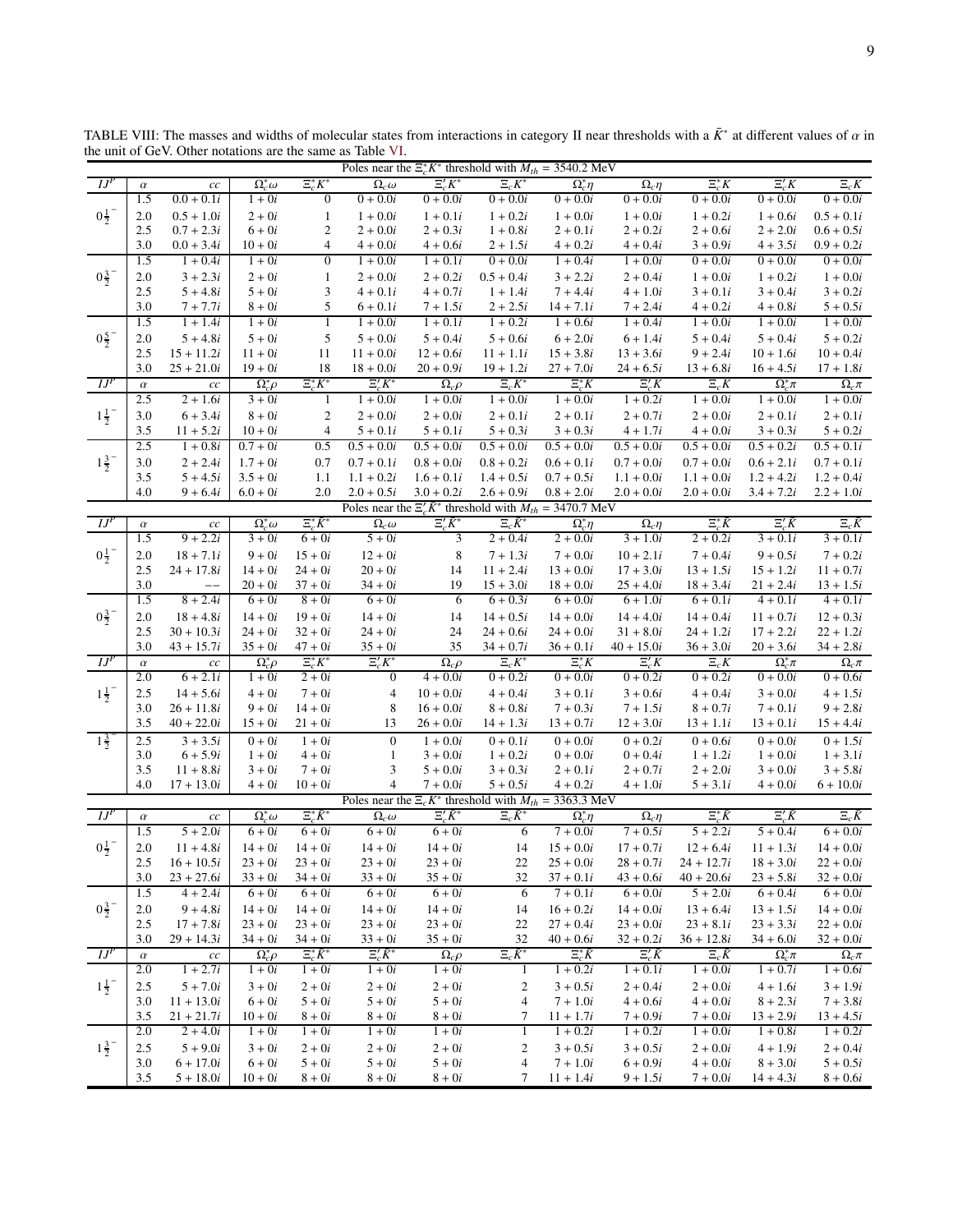TABLE VIII: The masses and widths of molecular states from interactions in category II near thresholds with a $\bar{K}^*$ at different values of $\alpha$ in the unit of GeV. Other notations are the same as Table VI.

| Poles near the $\Xi_c^*\bar{K}^*$ threshold with $M_{th}$ = 3540.2 MeV | | | | | | | | | | | |
|---|---|---|---|---|---|---|---|---|---|---|---|
| $IJ^P$ | $\alpha$ | $cc$ | $\Omega_c^*\omega$ | $\Xi_c^*\bar{K}^*$ | $\Omega_c\omega$ | $\Xi_c'\bar{K}^*$ | $\Xi_c\bar{K}^*$ | $\Omega_c^*\eta$ | $\Omega_c\eta$ | $\Xi_c^*\bar{K}$ | $\Xi_c'\bar{K}$ | $\Xi_c\bar{K}$ |
| $0\frac{1}{2}^-$ | 1.5 | $0.0+0.1i$ | $1+0i$ | 0 | $0+0.0i$ | $0+0.0i$ | $0+0.0i$ | $0+0.0i$ | $0+0.0i$ | $0+0.0i$ | $0+0.0i$ | $0+0.0i$ |
| | 2.0 | $0.5+1.0i$ | $2+0i$ | 1 | $1+0.0i$ | $1+0.1i$ | $1+0.2i$ | $1+0.0i$ | $1+0.0i$ | $1+0.2i$ | $1+0.6i$ | $0.5+0.1i$ |
| | 2.5 | $0.7+2.3i$ | $6+0i$ | 2 | $2+0.0i$ | $2+0.3i$ | $1+0.8i$ | $2+0.1i$ | $2+0.2i$ | $2+0.6i$ | $2+2.0i$ | $0.6+0.5i$ |
| | 3.0 | $0.0+3.4i$ | $10+0i$ | 4 | $4+0.0i$ | $4+0.6i$ | $2+1.5i$ | $4+0.2i$ | $4+0.4i$ | $3+0.9i$ | $4+3.5i$ | $0.9+0.2i$ |
| $0\frac{3}{2}^-$ | 1.5 | $1+0.4i$ | $1+0i$ | 0 | $1+0.0i$ | $1+0.1i$ | $0+0.0i$ | $1+0.4i$ | $1+0.0i$ | $0+0.0i$ | $0+0.0i$ | $0+0.0i$ |
| | 2.0 | $3+2.3i$ | $2+0i$ | 1 | $2+0.0i$ | $2+0.2i$ | $0.5+0.4i$ | $3+2.2i$ | $2+0.4i$ | $1+0.0i$ | $1+0.2i$ | $1+0.0i$ |
| | 2.5 | $5+4.8i$ | $5+0i$ | 3 | $4+0.1i$ | $4+0.7i$ | $1+1.4i$ | $7+4.4i$ | $4+1.0i$ | $3+0.1i$ | $3+0.4i$ | $3+0.2i$ |
| | 3.0 | $7+7.7i$ | $8+0i$ | 5 | $6+0.1i$ | $7+1.5i$ | $2+2.5i$ | $14+7.1i$ | $7+2.4i$ | $4+0.2i$ | $4+0.8i$ | $5+0.5i$ |
| $0\frac{5}{2}^-$ | 1.5 | $1+1.4i$ | $1+0i$ | 1 | $1+0.0i$ | $1+0.1i$ | $1+0.2i$ | $1+0.6i$ | $1+0.4i$ | $1+0.0i$ | $1+0.0i$ | $1+0.0i$ |
| | 2.0 | $5+4.8i$ | $5+0i$ | 5 | $5+0.0i$ | $5+0.4i$ | $5+0.6i$ | $6+2.0i$ | $6+1.4i$ | $5+0.4i$ | $5+0.4i$ | $5+0.2i$ |
| | 2.5 | $15+11.2i$ | $11+0i$ | 11 | $11+0.0i$ | $12+0.6i$ | $11+1.1i$ | $15+3.8i$ | $13+3.6i$ | $9+2.4i$ | $10+1.6i$ | $10+0.4i$ |
| | 3.0 | $25+21.0i$ | $19+0i$ | 18 | $18+0.0i$ | $20+0.9i$ | $19+1.2i$ | $27+7.0i$ | $24+6.5i$ | $13+6.8i$ | $16+4.5i$ | $17+1.8i$ |
| $IJ^P$ | $\alpha$ | $cc$ | $\Omega_c^*\rho$ | $\Xi_c^*\bar{K}^*$ | $\Xi_c'\bar{K}^*$ | $\Omega_c\rho$ | $\Xi_c\bar{K}^*$ | $\Xi_c^*\bar{K}$ | $\Xi_c'\bar{K}$ | $\Xi_c\bar{K}$ | $\Omega_c^*\pi$ | $\Omega_c\pi$ |
| $1\frac{1}{2}^-$ | 2.5 | $2+1.6i$ | $3+0i$ | 1 | $1+0.0i$ | $1+0.0i$ | $1+0.0i$ | $1+0.0i$ | $1+0.2i$ | $1+0.0i$ | $1+0.0i$ | $1+0.0i$ |
| | 3.0 | $6+3.4i$ | $8+0i$ | 2 | $2+0.0i$ | $2+0.0i$ | $2+0.1i$ | $2+0.1i$ | $2+0.7i$ | $2+0.0i$ | $2+0.1i$ | $2+0.1i$ |
| | 3.5 | $11+5.2i$ | $10+0i$ | 4 | $5+0.1i$ | $5+0.1i$ | $5+0.3i$ | $3+0.3i$ | $4+1.7i$ | $4+0.0i$ | $3+0.3i$ | $5+0.2i$ |
| $1\frac{3}{2}^-$ | 2.5 | $1+0.8i$ | $0.7+0i$ | 0.5 | $0.5+0.0i$ | $0.5+0.0i$ | $0.5+0.0i$ | $0.5+0.0i$ | $0.5+0.0i$ | $0.5+0.0i$ | $0.5+0.2i$ | $0.5+0.1i$ |
| | 3.0 | $2+2.4i$ | $1.7+0i$ | 0.7 | $0.7+0.1i$ | $0.8+0.0i$ | $0.8+0.2i$ | $0.6+0.1i$ | $0.7+0.0i$ | $0.7+0.0i$ | $0.6+2.1i$ | $0.7+0.1i$ |
| | 3.5 | $5+4.5i$ | $3.5+0i$ | 1.1 | $1.1+0.2i$ | $1.6+0.1i$ | $1.4+0.5i$ | $0.7+0.5i$ | $1.1+0.0i$ | $1.1+0.0i$ | $1.2+4.2i$ | $1.2+0.4i$ |
| | 4.0 | $9+6.4i$ | $6.0+0i$ | 2.0 | $2.0+0.5i$ | $3.0+0.2i$ | $2.6+0.9i$ | $0.8+2.0i$ | $2.0+0.0i$ | $2.0+0.0i$ | $3.4+7.2i$ | $2.2+1.0i$ |
| Poles near the $\Xi_c'\bar{K}^*$ threshold with $M_{th}$ = 3470.7 MeV | | | | | | | | | | | |
| $IJ^P$ | $\alpha$ | $cc$ | $\Omega_c^*\omega$ | $\Xi_c^*\bar{K}^*$ | $\Omega_c\omega$ | $\Xi_c'\bar{K}^*$ | $\Xi_c\bar{K}^*$ | $\Omega_c^*\eta$ | $\Omega_c\eta$ | $\Xi_c^*\bar{K}$ | $\Xi_c'\bar{K}$ | $\Xi_c\bar{K}$ |
| $0\frac{1}{2}^-$ | 1.5 | $9+2.2i$ | $3+0i$ | $6+0i$ | $5+0i$ | 3 | $2+0.4i$ | $2+0.0i$ | $3+1.0i$ | $2+0.2i$ | $3+0.1i$ | $3+0.1i$ |
| | 2.0 | $18+7.1i$ | $9+0i$ | $15+0i$ | $12+0i$ | 8 | $7+1.3i$ | $7+0.0i$ | $10+2.1i$ | $7+0.4i$ | $9+0.5i$ | $7+0.2i$ |
| | 2.5 | $24+17.8i$ | $14+0i$ | $24+0i$ | $20+0i$ | 14 | $11+2.4i$ | $13+0.0i$ | $17+3.0i$ | $13+1.5i$ | $15+1.2i$ | $11+0.7i$ |
| | 3.0 | $--$ | $20+0i$ | $37+0i$ | $34+0i$ | 19 | $15+3.0i$ | $18+0.0i$ | $25+4.0i$ | $18+3.4i$ | $21+2.4i$ | $13+1.5i$ |
| $0\frac{3}{2}^-$ | 1.5 | $8+2.4i$ | $6+0i$ | $8+0i$ | $6+0i$ | 6 | $6+0.3i$ | $6+0.0i$ | $6+1.0i$ | $6+0.1i$ | $4+0.1i$ | $4+0.1i$ |
| | 2.0 | $18+4.8i$ | $14+0i$ | $19+0i$ | $14+0i$ | 14 | $14+0.5i$ | $14+0.0i$ | $14+4.0i$ | $14+0.4i$ | $11+0.7i$ | $12+0.3i$ |
| | 2.5 | $30+10.3i$ | $24+0i$ | $32+0i$ | $24+0i$ | 24 | $24+0.6i$ | $24+0.0i$ | $31+8.0i$ | $24+1.2i$ | $17+2.2i$ | $22+1.2i$ |
| | 3.0 | $43+15.7i$ | $35+0i$ | $47+0i$ | $35+0i$ | 35 | $34+0.7i$ | $36+0.1i$ | $40+15.0i$ | $36+3.0i$ | $20+3.6i$ | $34+2.8i$ |
| $IJ^P$ | $\alpha$ | $cc$ | $\Omega_c^*\rho$ | $\Xi_c^*\bar{K}^*$ | $\Xi_c'\bar{K}^*$ | $\Omega_c\rho$ | $\Xi_c\bar{K}^*$ | $\Xi_c^*\bar{K}$ | $\Xi_c'\bar{K}$ | $\Xi_c\bar{K}$ | $\Omega_c^*\pi$ | $\Omega_c\pi$ |
| $1\frac{1}{2}^-$ | 2.0 | $6+2.1i$ | $1+0i$ | $2+0i$ | 0 | $4+0.0i$ | $0+0.2i$ | $0+0.0i$ | $0+0.2i$ | $0+0.2i$ | $0+0.0i$ | $0+0.6i$ |
| | 2.5 | $14+5.6i$ | $4+0i$ | $7+0i$ | 4 | $10+0.0i$ | $4+0.4i$ | $3+0.1i$ | $3+0.6i$ | $4+0.4i$ | $3+0.0i$ | $4+1.5i$ |
| | 3.0 | $26+11.8i$ | $9+0i$ | $14+0i$ | 8 | $16+0.0i$ | $8+0.8i$ | $7+0.3i$ | $7+1.5i$ | $8+0.7i$ | $7+0.1i$ | $9+2.8i$ |
| | 3.5 | $40+22.0i$ | $15+0i$ | $21+0i$ | 13 | $26+0.0i$ | $14+1.3i$ | $13+0.7i$ | $12+3.0i$ | $13+1.1i$ | $13+0.1i$ | $15+4.4i$ |
| $1\frac{3}{2}^-$ | 2.5 | $3+3.5i$ | $0+0i$ | $1+0i$ | 0 | $1+0.0i$ | $0+0.1i$ | $0+0.0i$ | $0+0.2i$ | $0+0.6i$ | $0+0.0i$ | $0+1.5i$ |
| | 3.0 | $6+5.9i$ | $1+0i$ | $4+0i$ | 1 | $3+0.0i$ | $1+0.2i$ | $0+0.0i$ | $0+0.4i$ | $1+1.2i$ | $1+0.0i$ | $1+3.1i$ |
| | 3.5 | $11+8.8i$ | $3+0i$ | $7+0i$ | 3 | $5+0.0i$ | $3+0.3i$ | $2+0.1i$ | $2+0.7i$ | $2+2.0i$ | $3+0.0i$ | $3+5.8i$ |
| | 4.0 | $17+13.0i$ | $4+0i$ | $10+0i$ | 4 | $7+0.0i$ | $5+0.5i$ | $4+0.2i$ | $4+1.0i$ | $5+3.1i$ | $4+0.0i$ | $6+10.0i$ |
| Poles near the $\Xi_c\bar{K}^*$ threshold with $M_{th}$ = 3363.3 MeV | | | | | | | | | | | |
| $IJ^P$ | $\alpha$ | $cc$ | $\Omega_c^*\omega$ | $\Xi_c^*\bar{K}^*$ | $\Omega_c\omega$ | $\Xi_c'\bar{K}^*$ | $\Xi_c\bar{K}^*$ | $\Omega_c^*\eta$ | $\Omega_c\eta$ | $\Xi_c^*\bar{K}$ | $\Xi_c'\bar{K}$ | $\Xi_c\bar{K}$ |
| $0\frac{1}{2}^-$ | 1.5 | $5+2.0i$ | $6+0i$ | $6+0i$ | $6+0i$ | $6+0i$ | 6 | $7+0.0i$ | $7+0.5i$ | $5+2.2i$ | $5+0.4i$ | $6+0.0i$ |
| | 2.0 | $11+4.8i$ | $14+0i$ | $14+0i$ | $14+0i$ | $14+0i$ | 14 | $15+0.0i$ | $17+0.7i$ | $12+6.4i$ | $11+1.3i$ | $14+0.0i$ |
| | 2.5 | $16+10.5i$ | $23+0i$ | $23+0i$ | $23+0i$ | $23+0i$ | 22 | $25+0.0i$ | $28+0.7i$ | $24+12.7i$ | $18+3.0i$ | $22+0.0i$ |
| | 3.0 | $23+27.6i$ | $33+0i$ | $34+0i$ | $33+0i$ | $35+0i$ | 32 | $37+0.1i$ | $43+0.6i$ | $40+20.6i$ | $23+5.8i$ | $32+0.0i$ |
| $0\frac{3}{2}^-$ | 1.5 | $4+2.4i$ | $6+0i$ | $6+0i$ | $6+0i$ | $6+0i$ | 6 | $7+0.1i$ | $6+0.0i$ | $5+2.0i$ | $6+0.4i$ | $6+0.0i$ |
| | 2.0 | $9+4.8i$ | $14+0i$ | $14+0i$ | $14+0i$ | $14+0i$ | 14 | $16+0.2i$ | $14+0.0i$ | $13+6.4i$ | $13+1.5i$ | $14+0.0i$ |
| | 2.5 | $17+7.8i$ | $23+0i$ | $23+0i$ | $23+0i$ | $23+0i$ | 22 | $27+0.4i$ | $23+0.0i$ | $23+8.1i$ | $23+3.3i$ | $22+0.0i$ |
| | 3.0 | $29+14.3i$ | $34+0i$ | $34+0i$ | $33+0i$ | $35+0i$ | 32 | $40+0.6i$ | $32+0.2i$ | $36+12.8i$ | $34+6.0i$ | $32+0.0i$ |
| $IJ^P$ | $\alpha$ | $cc$ | $\Omega_c^*\rho$ | $\Xi_c^*\bar{K}^*$ | $\Xi_c'\bar{K}^*$ | $\Omega_c\rho$ | $\Xi_c\bar{K}^*$ | $\Xi_c^*\bar{K}$ | $\Xi_c'\bar{K}$ | $\Xi_c\bar{K}$ | $\Omega_c^*\pi$ | $\Omega_c\pi$ |
| $1\frac{1}{2}^-$ | 2.0 | $1+2.7i$ | $1+0i$ | $1+0i$ | $1+0i$ | $1+0i$ | 1 | $1+0.2i$ | $1+0.1i$ | $1+0.0i$ | $1+0.7i$ | $1+0.6i$ |
| | 2.5 | $5+7.0i$ | $3+0i$ | $2+0i$ | $2+0i$ | $2+0i$ | 2 | $3+0.5i$ | $2+0.4i$ | $2+0.0i$ | $4+1.6i$ | $3+1.9i$ |
| | 3.0 | $11+13.0i$ | $6+0i$ | $5+0i$ | $5+0i$ | $5+0i$ | 4 | $7+1.0i$ | $4+0.6i$ | $4+0.0i$ | $8+2.3i$ | $7+3.8i$ |
| | 3.5 | $21+21.7i$ | $10+0i$ | $8+0i$ | $8+0i$ | $8+0i$ | 7 | $11+1.7i$ | $7+0.9i$ | $7+0.0i$ | $13+2.9i$ | $13+4.5i$ |
| $1\frac{3}{2}^-$ | 2.0 | $2+4.0i$ | $1+0i$ | $1+0i$ | $1+0i$ | $1+0i$ | 1 | $1+0.2i$ | $1+0.2i$ | $1+0.0i$ | $1+0.8i$ | $1+0.2i$ |
| | 2.5 | $5+9.0i$ | $3+0i$ | $2+0i$ | $2+0i$ | $2+0i$ | 2 | $3+0.5i$ | $3+0.5i$ | $2+0.0i$ | $4+1.9i$ | $2+0.4i$ |
| | 3.0 | $6+17.0i$ | $6+0i$ | $5+0i$ | $5+0i$ | $5+0i$ | 4 | $7+1.0i$ | $6+0.9i$ | $4+0.0i$ | $8+3.0i$ | $5+0.5i$ |
| | 3.5 | $5+18.0i$ | $10+0i$ | $8+0i$ | $8+0i$ | $8+0i$ | 7 | $11+1.4i$ | $9+1.5i$ | $7+0.0i$ | $14+4.3i$ | $8+0.6i$ |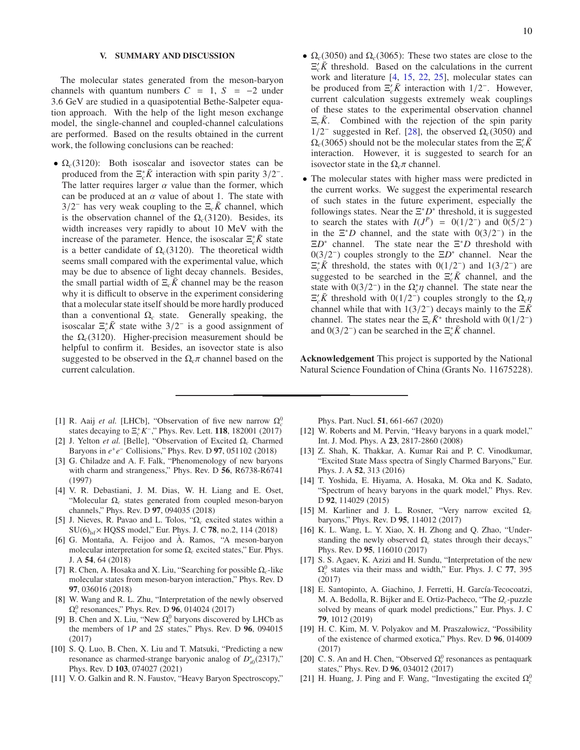## V. SUMMARY AND DISCUSSION

The molecular states generated from the meson-baryon channels with quantum numbers $C = 1$, $S = -2$ under 3.6 GeV are studied in a quasipotential Bethe-Salpeter equation approach. With the help of the light meson exchange model, the single-channel and coupled-channel calculations are performed. Based on the results obtained in the current work, the following conclusions can be reached:

- $\Omega_c(3120)$: Both isoscalar and isovector states can be produced from the $\Xi_c^*\bar{K}$ interaction with spin parity $3/2^-$. The latter requires larger $\alpha$ value than the former, which can be produced at an $\alpha$ value of about 1. The state with $3/2^-$ has very weak coupling to the $\Xi_c\bar{K}$ channel, which is the observation channel of the $\Omega_c(3120)$. Besides, its width increases very rapidly to about 10 MeV with the increase of the parameter. Hence, the isoscalar $\Xi_c^*\bar{K}$ state is a better candidate of $\Omega_c(3120)$. The theoretical width seems small compared with the experimental value, which may be due to absence of light decay channels. Besides, the small partial width of $\Xi_c\bar{K}$ channel may be the reason why it is difficult to observe in the experiment considering that a molecular state itself should be more hardly produced than a conventional $\Omega_c$ state. Generally speaking, the isoscalar $\Xi_c^*\bar{K}$ state withe $3/2^-$ is a good assignment of the $\Omega_c(3120)$. Higher-precision measurement should be helpful to confirm it. Besides, an isovector state is also suggested to be observed in the $\Omega_c\pi$ channel based on the current calculation.

- $\Omega_c(3050)$ and $\Omega_c(3065)$: These two states are close to the $\Xi_c'\bar{K}$ threshold. Based on the calculations in the current work and literature [4, 15, 22, 25], molecular states can be produced from $\Xi_c'\bar{K}$ interaction with $1/2^-$. However, current calculation suggests extremely weak couplings of these states to the experimental observation channel $\Xi_c\bar{K}$. Combined with the rejection of the spin parity $1/2^-$ suggested in Ref. [28], the observed $\Omega_c(3050)$ and $\Omega_c(3065)$ should not be the molecular states from the $\Xi_c'\bar{K}$ interaction. However, it is suggested to search for an isovector state in the $\Omega_c\pi$ channel.

- The molecular states with higher mass were predicted in the current works. We suggest the experimental research of such states in the future experiment, especially the followings states. Near the $\Xi^*D^*$ threshold, it is suggested to search the states with $I(J^P) = 0(1/2^-)$ and $0(5/2^-)$ in the $\Xi^*D$ channel, and the state with $0(3/2^-)$ in the $\Xi D^*$ channel. The state near the $\Xi^*D$ threshold with $0(3/2^-)$ couples strongly to the $\Xi D^*$ channel. Near the $\Xi_c^*\bar{K}$ threshold, the states with $0(1/2^-)$ and $1(3/2^-)$ are suggested to be searched in the $\Xi_c'\bar{K}$ channel, and the state with $0(3/2^-)$ in the $\Omega_c^*\eta$ channel. The state near the $\Xi_c'\bar{K}$ threshold with $0(1/2^-)$ couples strongly to the $\Omega_c\eta$ channel while that with $1(3/2^-)$ decays mainly to the $\Xi\bar{K}$ channel. The states near the $\Xi_c\bar{K}^*$ threshold with $0(1/2^-)$ and $0(3/2^-)$ can be searched in the $\Xi_c^*\bar{K}$ channel.

**Acknowledgement** This project is supported by the National Natural Science Foundation of China (Grants No. 11675228).

---

[1] R. Aaij *et al.* [LHCb], "Observation of five new narrow $\Omega_c^0$ states decaying to $\Xi_c^+K^-$," Phys. Rev. Lett. **118**, 182001 (2017)

[2] J. Yelton *et al.* [Belle], "Observation of Excited $\Omega_c$ Charmed Baryons in $e^+e^-$ Collisions," Phys. Rev. D **97**, 051102 (2018)

[3] G. Chiladze and A. F. Falk, "Phenomenology of new baryons with charm and strangeness," Phys. Rev. D **56**, R6738-R6741 (1997)

[4] V. R. Debastiani, J. M. Dias, W. H. Liang and E. Oset, "Molecular $\Omega_c$ states generated from coupled meson-baryon channels," Phys. Rev. D **97**, 094035 (2018)

[5] J. Nieves, R. Pavao and L. Tolos, "$\Omega_c$ excited states within a $\mathrm{SU(6)_{lsf}}\times$ HQSS model," Eur. Phys. J. C **78**, no.2, 114 (2018)

[6] G. Montaña, A. Feijoo and À. Ramos, "A meson-baryon molecular interpretation for some $\Omega_c$ excited states," Eur. Phys. J. A **54**, 64 (2018)

[7] R. Chen, A. Hosaka and X. Liu, "Searching for possible $\Omega_c$-like molecular states from meson-baryon interaction," Phys. Rev. D **97**, 036016 (2018)

[8] W. Wang and R. L. Zhu, "Interpretation of the newly observed $\Omega_c^0$ resonances," Phys. Rev. D **96**, 014024 (2017)

[9] B. Chen and X. Liu, "New $\Omega_c^0$ baryons discovered by LHCb as the members of $1P$ and $2S$ states," Phys. Rev. D **96**, 094015 (2017)

[10] S. Q. Luo, B. Chen, X. Liu and T. Matsuki, "Predicting a new resonance as charmed-strange baryonic analog of $D_{s0}^*(2317)$," Phys. Rev. D **103**, 074027 (2021)

[11] V. O. Galkin and R. N. Faustov, "Heavy Baryon Spectroscopy," Phys. Part. Nucl. **51**, 661-667 (2020)

[12] W. Roberts and M. Pervin, "Heavy baryons in a quark model," Int. J. Mod. Phys. A **23**, 2817-2860 (2008)

[13] Z. Shah, K. Thakkar, A. Kumar Rai and P. C. Vinodkumar, "Excited State Mass spectra of Singly Charmed Baryons," Eur. Phys. J. A **52**, 313 (2016)

[14] T. Yoshida, E. Hiyama, A. Hosaka, M. Oka and K. Sadato, "Spectrum of heavy baryons in the quark model," Phys. Rev. D **92**, 114029 (2015)

[15] M. Karliner and J. L. Rosner, "Very narrow excited $\Omega_c$ baryons," Phys. Rev. D **95**, 114012 (2017)

[16] K. L. Wang, L. Y. Xiao, X. H. Zhong and Q. Zhao, "Understanding the newly observed $\Omega_c$ states through their decays," Phys. Rev. D **95**, 116010 (2017)

[17] S. S. Agaev, K. Azizi and H. Sundu, "Interpretation of the new $\Omega_c^0$ states via their mass and width," Eur. Phys. J. C **77**, 395 (2017)

[18] E. Santopinto, A. Giachino, J. Ferretti, H. García-Tecocoatzi, M. A. Bedolla, R. Bijker and E. Ortiz-Pacheco, "The $\Omega_c$-puzzle solved by means of quark model predictions," Eur. Phys. J. C **79**, 1012 (2019)

[19] H. C. Kim, M. V. Polyakov and M. Praszałowicz, "Possibility of the existence of charmed exotica," Phys. Rev. D **96**, 014009 (2017)

[20] C. S. An and H. Chen, "Observed $\Omega_c^0$ resonances as pentaquark states," Phys. Rev. D **96**, 034012 (2017)

[21] H. Huang, J. Ping and F. Wang, "Investigating the excited $\Omega_c^0$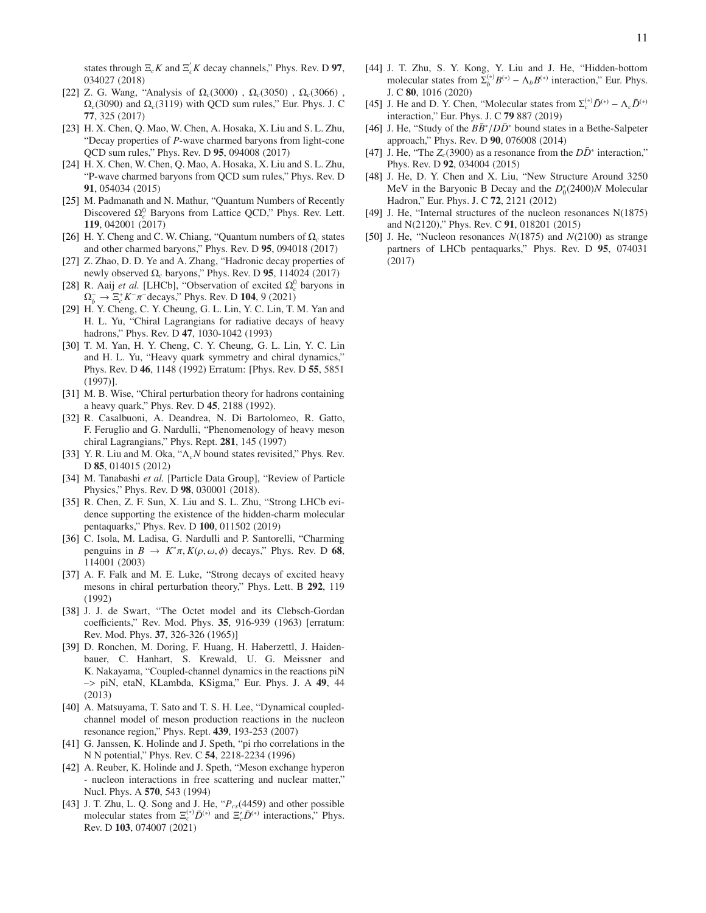states through $\Xi_c K$ and $\Xi_c^{\prime} K$ decay channels," Phys. Rev. D **97**, 034027 (2018)

[22] Z. G. Wang, "Analysis of $\Omega_c(3000)$ , $\Omega_c(3050)$ , $\Omega_c(3066)$ , $\Omega_c(3090)$ and $\Omega_c(3119)$ with QCD sum rules," Eur. Phys. J. C **77**, 325 (2017)

[23] H. X. Chen, Q. Mao, W. Chen, A. Hosaka, X. Liu and S. L. Zhu, "Decay properties of *P*-wave charmed baryons from light-cone QCD sum rules," Phys. Rev. D **95**, 094008 (2017)

[24] H. X. Chen, W. Chen, Q. Mao, A. Hosaka, X. Liu and S. L. Zhu, "P-wave charmed baryons from QCD sum rules," Phys. Rev. D **91**, 054034 (2015)

[25] M. Padmanath and N. Mathur, "Quantum Numbers of Recently Discovered $\Omega_c^0$ Baryons from Lattice QCD," Phys. Rev. Lett. **119**, 042001 (2017)

[26] H. Y. Cheng and C. W. Chiang, "Quantum numbers of $\Omega_c$ states and other charmed baryons," Phys. Rev. D **95**, 094018 (2017)

[27] Z. Zhao, D. D. Ye and A. Zhang, "Hadronic decay properties of newly observed $\Omega_c$ baryons," Phys. Rev. D **95**, 114024 (2017)

[28] R. Aaij *et al.* [LHCb], "Observation of excited $\Omega_c^0$ baryons in $\Omega_b^- \to \Xi_c^+ K^- \pi^-$decays," Phys. Rev. D **104**, 9 (2021)

[29] H. Y. Cheng, C. Y. Cheung, G. L. Lin, Y. C. Lin, T. M. Yan and H. L. Yu, "Chiral Lagrangians for radiative decays of heavy hadrons," Phys. Rev. D **47**, 1030-1042 (1993)

[30] T. M. Yan, H. Y. Cheng, C. Y. Cheung, G. L. Lin, Y. C. Lin and H. L. Yu, "Heavy quark symmetry and chiral dynamics," Phys. Rev. D **46**, 1148 (1992) Erratum: [Phys. Rev. D **55**, 5851 (1997)].

[31] M. B. Wise, "Chiral perturbation theory for hadrons containing a heavy quark," Phys. Rev. D **45**, 2188 (1992).

[32] R. Casalbuoni, A. Deandrea, N. Di Bartolomeo, R. Gatto, F. Feruglio and G. Nardulli, "Phenomenology of heavy meson chiral Lagrangians," Phys. Rept. **281**, 145 (1997)

[33] Y. R. Liu and M. Oka, "$\Lambda_c N$ bound states revisited," Phys. Rev. D **85**, 014015 (2012)

[34] M. Tanabashi *et al.* [Particle Data Group], "Review of Particle Physics," Phys. Rev. D **98**, 030001 (2018).

[35] R. Chen, Z. F. Sun, X. Liu and S. L. Zhu, "Strong LHCb evidence supporting the existence of the hidden-charm molecular pentaquarks," Phys. Rev. D **100**, 011502 (2019)

[36] C. Isola, M. Ladisa, G. Nardulli and P. Santorelli, "Charming penguins in $B \to K^*\pi, K(\rho,\omega,\phi)$ decays," Phys. Rev. D **68**, 114001 (2003)

[37] A. F. Falk and M. E. Luke, "Strong decays of excited heavy mesons in chiral perturbation theory," Phys. Lett. B **292**, 119 (1992)

[38] J. J. de Swart, "The Octet model and its Clebsch-Gordan coefficients," Rev. Mod. Phys. **35**, 916-939 (1963) [erratum: Rev. Mod. Phys. **37**, 326-326 (1965)]

[39] D. Ronchen, M. Doring, F. Huang, H. Haberzettl, J. Haidenbauer, C. Hanhart, S. Krewald, U. G. Meissner and K. Nakayama, "Coupled-channel dynamics in the reactions piN –> piN, etaN, KLambda, KSigma," Eur. Phys. J. A **49**, 44 (2013)

[40] A. Matsuyama, T. Sato and T. S. H. Lee, "Dynamical coupled-channel model of meson production reactions in the nucleon resonance region," Phys. Rept. **439**, 193-253 (2007)

[41] G. Janssen, K. Holinde and J. Speth, "pi rho correlations in the N N potential," Phys. Rev. C **54**, 2218-2234 (1996)

[42] A. Reuber, K. Holinde and J. Speth, "Meson exchange hyperon - nucleon interactions in free scattering and nuclear matter," Nucl. Phys. A **570**, 543 (1994)

[43] J. T. Zhu, L. Q. Song and J. He, "$P_{cs}(4459)$ and other possible molecular states from $\Xi_c^{(*)}\bar{D}^{(*)}$ and $\Xi_c^{\prime}\bar{D}^{(*)}$ interactions," Phys. Rev. D **103**, 074007 (2021)

[44] J. T. Zhu, S. Y. Kong, Y. Liu and J. He, "Hidden-bottom molecular states from $\Sigma_b^{(*)}B^{(*)} - \Lambda_b B^{(*)}$ interaction," Eur. Phys. J. C **80**, 1016 (2020)

[45] J. He and D. Y. Chen, "Molecular states from $\Sigma_c^{(*)}\bar{D}^{(*)} - \Lambda_c \bar{D}^{(*)}$ interaction," Eur. Phys. J. C **79** 887 (2019)

[46] J. He, "Study of the $B\bar{B}^*/D\bar{D}^*$ bound states in a Bethe-Salpeter approach," Phys. Rev. D **90**, 076008 (2014)

[47] J. He, "The $Z_c(3900)$ as a resonance from the $D\bar{D}^*$ interaction," Phys. Rev. D **92**, 034004 (2015)

[48] J. He, D. Y. Chen and X. Liu, "New Structure Around 3250 MeV in the Baryonic B Decay and the $D_0^*(2400)N$ Molecular Hadron," Eur. Phys. J. C **72**, 2121 (2012)

[49] J. He, "Internal structures of the nucleon resonances N(1875) and N(2120)," Phys. Rev. C **91**, 018201 (2015)

[50] J. He, "Nucleon resonances $N(1875)$ and $N(2100)$ as strange partners of LHCb pentaquarks," Phys. Rev. D **95**, 074031 (2017)